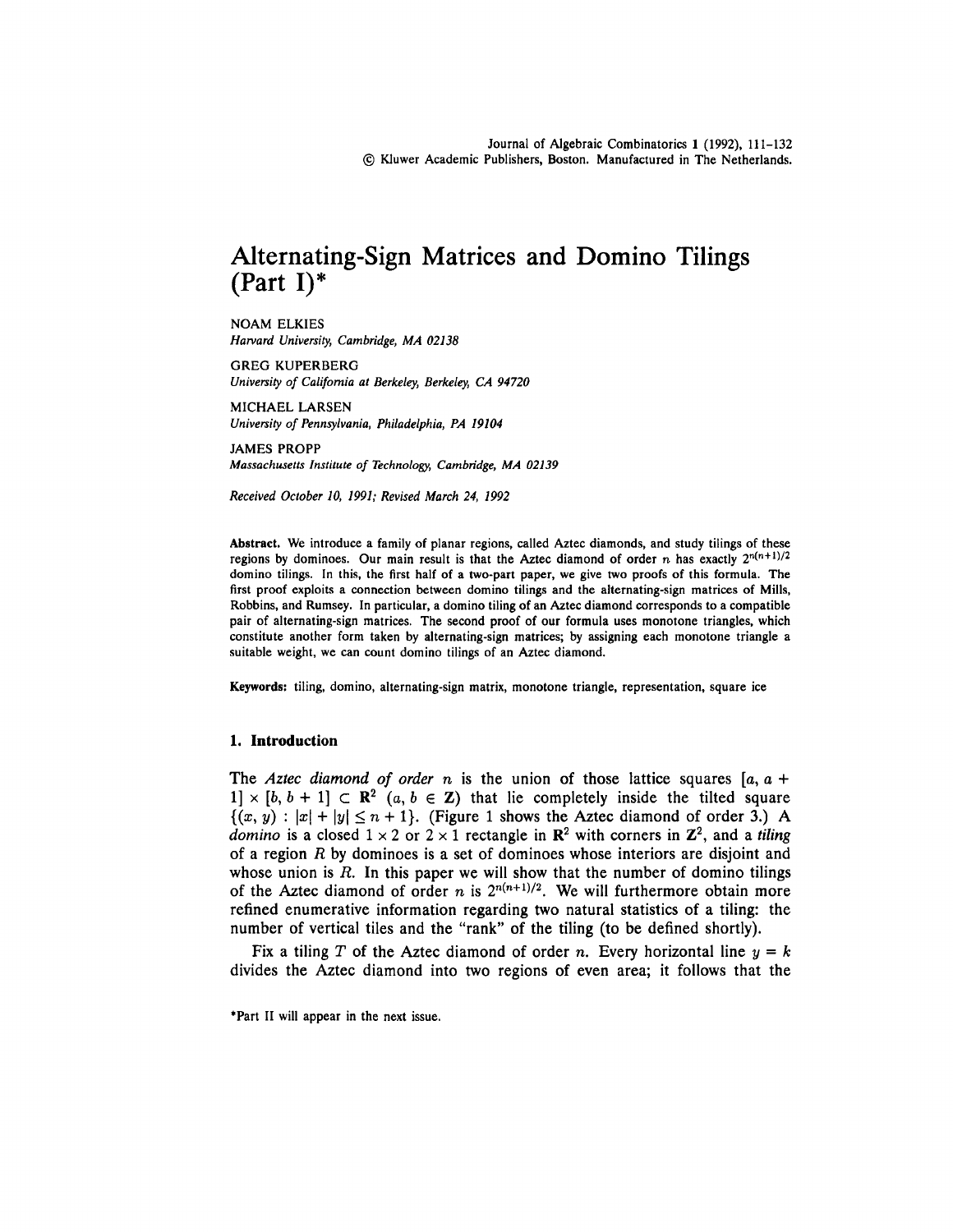# Alternating-Sign Matrices and Domino Tilings (Part I)*

NOAM ELKIES
*Harvard University, Cambridge, MA 02138*

GREG KUPERBERG
*University of California at Berkeley, Berkeley, CA 94720*

MICHAEL LARSEN
*University of Pennsylvania, Philadelphia, PA 19104*

JAMES PROPP
*Massachusetts Institute of Technology, Cambridge, MA 02139*

*Received October 10, 1991; Revised March 24, 1992*

**Abstract.** We introduce a family of planar regions, called Aztec diamonds, and study tilings of these regions by dominoes. Our main result is that the Aztec diamond of order $n$ has exactly $2^{n(n+1)/2}$ domino tilings. In this, the first half of a two-part paper, we give two proofs of this formula. The first proof exploits a connection between domino tilings and the alternating-sign matrices of Mills, Robbins, and Rumsey. In particular, a domino tiling of an Aztec diamond corresponds to a compatible pair of alternating-sign matrices. The second proof of our formula uses monotone triangles, which constitute another form taken by alternating-sign matrices; by assigning each monotone triangle a suitable weight, we can count domino tilings of an Aztec diamond.

**Keywords:** tiling, domino, alternating-sign matrix, monotone triangle, representation, square ice

## 1. Introduction

The *Aztec diamond of order* $n$ is the union of those lattice squares $[a, a + 1] \times [b, b + 1] \subset \mathbf{R}^2$ $(a, b \in \mathbf{Z})$ that lie completely inside the tilted square $\{(x, y) : |x| + |y| \leq n + 1\}$. (Figure 1 shows the Aztec diamond of order 3.) A *domino* is a closed $1 \times 2$ or $2 \times 1$ rectangle in $\mathbf{R}^2$ with corners in $\mathbf{Z}^2$, and a *tiling* of a region $R$ by dominoes is a set of dominoes whose interiors are disjoint and whose union is $R$. In this paper we will show that the number of domino tilings of the Aztec diamond of order $n$ is $2^{n(n+1)/2}$. We will furthermore obtain more refined enumerative information regarding two natural statistics of a tiling: the number of vertical tiles and the "rank" of the tiling (to be defined shortly).

Fix a tiling $T$ of the Aztec diamond of order $n$. Every horizontal line $y = k$ divides the Aztec diamond into two regions of even area; it follows that the

*Part II will appear in the next issue.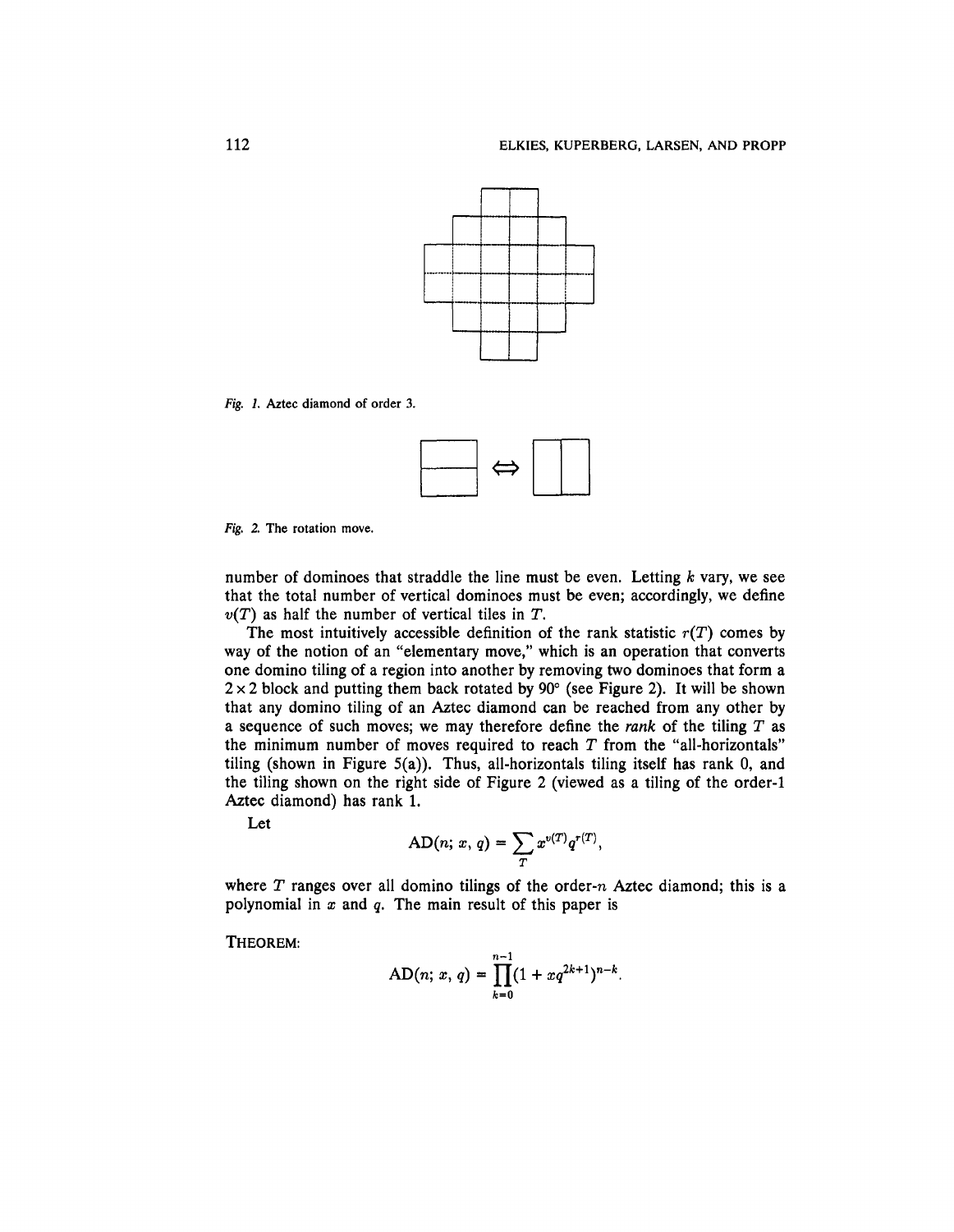Fig. 1. Aztec diamond of order 3.

Fig. 2. The rotation move.

number of dominoes that straddle the line must be even. Letting $k$ vary, we see that the total number of vertical dominoes must be even; accordingly, we define $v(T)$ as half the number of vertical tiles in $T$.

The most intuitively accessible definition of the rank statistic $r(T)$ comes by way of the notion of an "elementary move," which is an operation that converts one domino tiling of a region into another by removing two dominoes that form a $2 \times 2$ block and putting them back rotated by 90° (see Figure 2). It will be shown that any domino tiling of an Aztec diamond can be reached from any other by a sequence of such moves; we may therefore define the *rank* of the tiling $T$ as the minimum number of moves required to reach $T$ from the "all-horizontals" tiling (shown in Figure 5(a)). Thus, all-horizontals tiling itself has rank 0, and the tiling shown on the right side of Figure 2 (viewed as a tiling of the order-1 Aztec diamond) has rank 1.

Let

$$\mathrm{AD}(n; x, q) = \sum_T x^{v(T)} q^{r(T)},$$

where $T$ ranges over all domino tilings of the order-$n$ Aztec diamond; this is a polynomial in $x$ and $q$. The main result of this paper is

THEOREM:

$$\mathrm{AD}(n; x, q) = \prod_{k=0}^{n-1} (1 + xq^{2k+1})^{n-k}.$$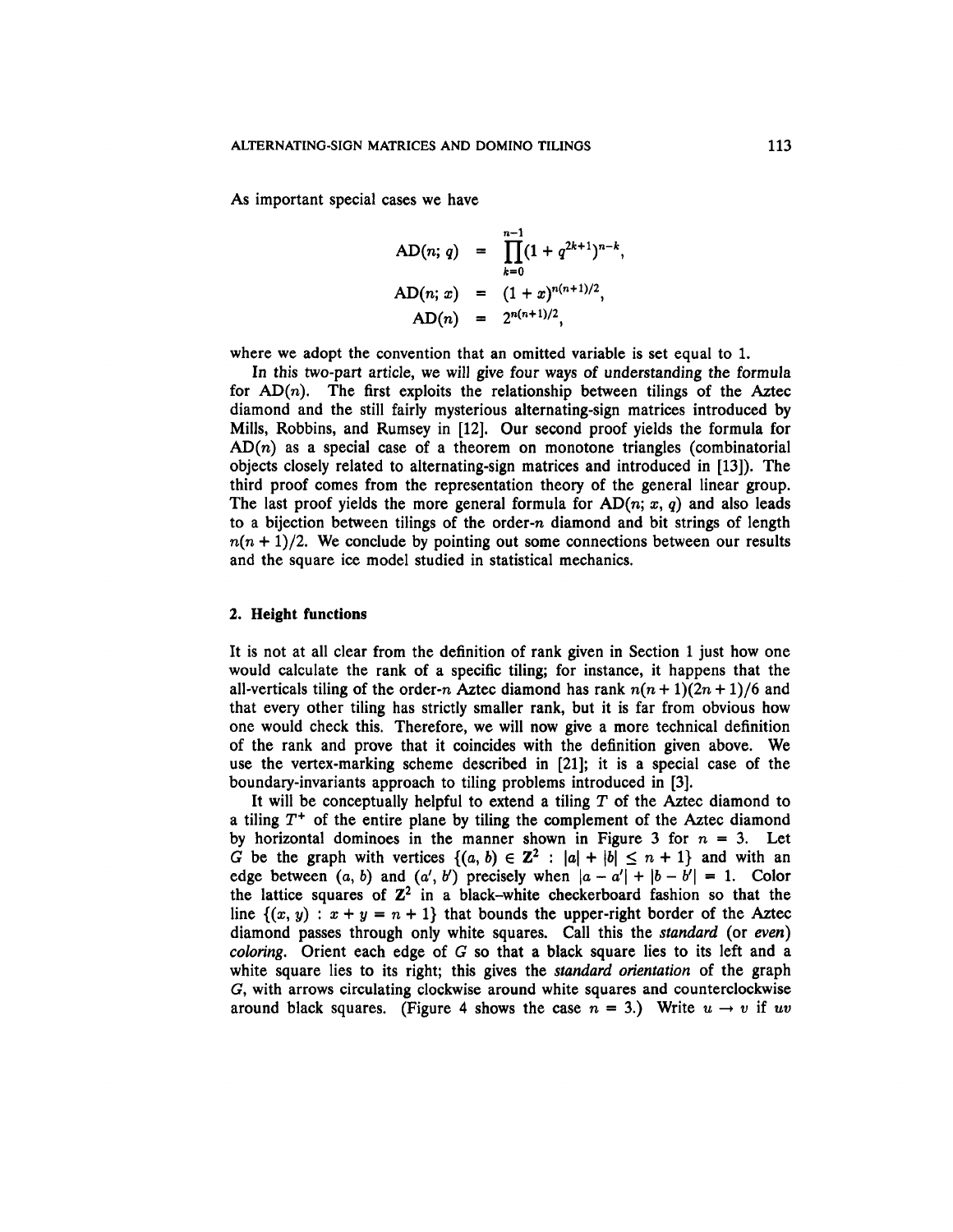As important special cases we have

$$
\begin{aligned}
\mathrm{AD}(n; q) &= \prod_{k=0}^{n-1} (1 + q^{2k+1})^{n-k}, \\
\mathrm{AD}(n; x) &= (1 + x)^{n(n+1)/2}, \\
\mathrm{AD}(n) &= 2^{n(n+1)/2},
\end{aligned}
$$

where we adopt the convention that an omitted variable is set equal to 1.

In this two-part article, we will give four ways of understanding the formula for $\mathrm{AD}(n)$. The first exploits the relationship between tilings of the Aztec diamond and the still fairly mysterious alternating-sign matrices introduced by Mills, Robbins, and Rumsey in [12]. Our second proof yields the formula for $\mathrm{AD}(n)$ as a special case of a theorem on monotone triangles (combinatorial objects closely related to alternating-sign matrices and introduced in [13]). The third proof comes from the representation theory of the general linear group. The last proof yields the more general formula for $\mathrm{AD}(n; x, q)$ and also leads to a bijection between tilings of the order-$n$ diamond and bit strings of length $n(n+1)/2$. We conclude by pointing out some connections between our results and the square ice model studied in statistical mechanics.

## 2. Height functions

It is not at all clear from the definition of rank given in Section 1 just how one would calculate the rank of a specific tiling; for instance, it happens that the all-verticals tiling of the order-$n$ Aztec diamond has rank $n(n+1)(2n+1)/6$ and that every other tiling has strictly smaller rank, but it is far from obvious how one would check this. Therefore, we will now give a more technical definition of the rank and prove that it coincides with the definition given above. We use the vertex-marking scheme described in [21]; it is a special case of the boundary-invariants approach to tiling problems introduced in [3].

It will be conceptually helpful to extend a tiling $T$ of the Aztec diamond to a tiling $T^+$ of the entire plane by tiling the complement of the Aztec diamond by horizontal dominoes in the manner shown in Figure 3 for $n = 3$. Let $G$ be the graph with vertices $\{(a, b) \in \mathbf{Z}^2 : |a| + |b| \leq n + 1\}$ and with an edge between $(a, b)$ and $(a', b')$ precisely when $|a - a'| + |b - b'| = 1$. Color the lattice squares of $\mathbf{Z}^2$ in a black–white checkerboard fashion so that the line $\{(x, y) : x + y = n + 1\}$ that bounds the upper-right border of the Aztec diamond passes through only white squares. Call this the *standard* (or *even*) *coloring*. Orient each edge of $G$ so that a black square lies to its left and a white square lies to its right; this gives the *standard orientation* of the graph $G$, with arrows circulating clockwise around white squares and counterclockwise around black squares. (Figure 4 shows the case $n = 3$.) Write $u \to v$ if $uv$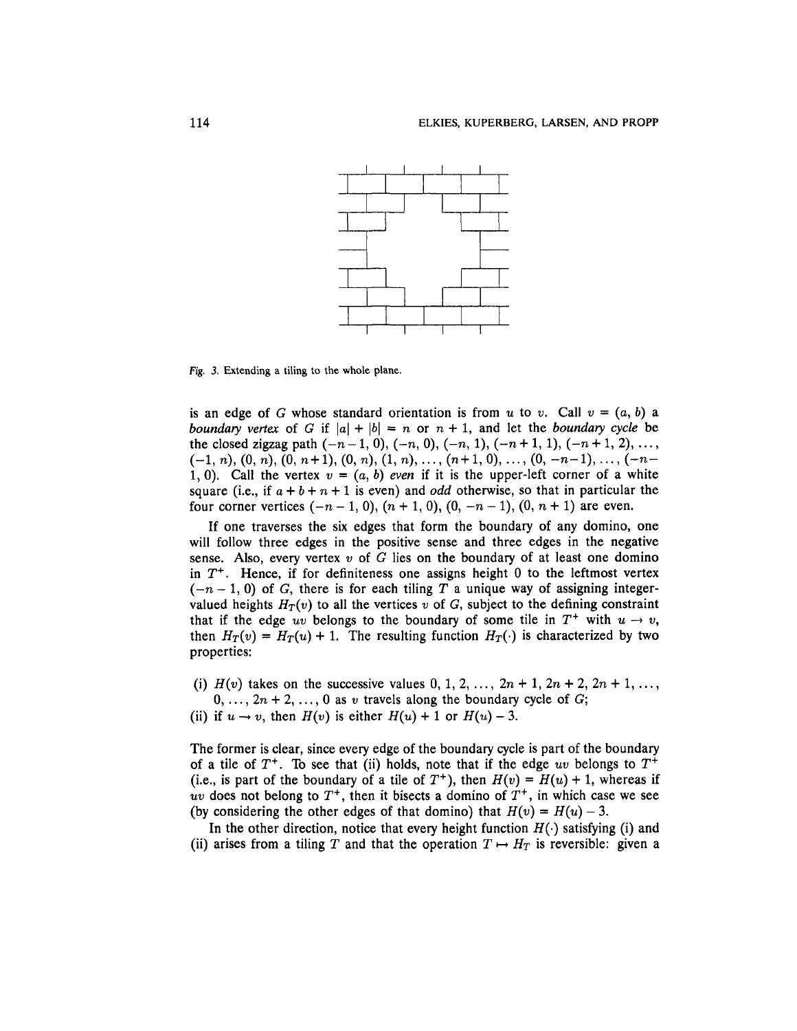Fig. 3. Extending a tiling to the whole plane.

is an edge of $G$ whose standard orientation is from $u$ to $v$. Call $v = (a, b)$ a *boundary vertex* of $G$ if $|a| + |b| = n$ or $n + 1$, and let the *boundary cycle* be the closed zigzag path $(-n-1, 0)$, $(-n, 0)$, $(-n, 1)$, $(-n+1, 1)$, $(-n+1, 2), \ldots,$ $(-1, n)$, $(0, n)$, $(0, n+1)$, $(0, n)$, $(1, n), \ldots, (n+1, 0), \ldots, (0, -n-1), \ldots, (-n-1, 0)$. Call the vertex $v = (a, b)$ *even* if it is the upper-left corner of a white square (i.e., if $a + b + n + 1$ is even) and *odd* otherwise, so that in particular the four corner vertices $(-n-1, 0)$, $(n+1, 0)$, $(0, -n-1)$, $(0, n+1)$ are even.

If one traverses the six edges that form the boundary of any domino, one will follow three edges in the positive sense and three edges in the negative sense. Also, every vertex $v$ of $G$ lies on the boundary of at least one domino in $T^+$. Hence, if for definiteness one assigns height 0 to the leftmost vertex $(-n-1, 0)$ of $G$, there is for each tiling $T$ a unique way of assigning integer-valued heights $H_T(v)$ to all the vertices $v$ of $G$, subject to the defining constraint that if the edge $uv$ belongs to the boundary of some tile in $T^+$ with $u \to v$, then $H_T(v) = H_T(u) + 1$. The resulting function $H_T(\cdot)$ is characterized by two properties:

(i) $H(v)$ takes on the successive values $0, 1, 2, \ldots, 2n+1, 2n+2, 2n+1, \ldots,$ $0, \ldots, 2n+2, \ldots, 0$ as $v$ travels along the boundary cycle of $G$;
(ii) if $u \to v$, then $H(v)$ is either $H(u) + 1$ or $H(u) - 3$.

The former is clear, since every edge of the boundary cycle is part of the boundary of a tile of $T^+$. To see that (ii) holds, note that if the edge $uv$ belongs to $T^+$ (i.e., is part of the boundary of a tile of $T^+$), then $H(v) = H(u) + 1$, whereas if $uv$ does not belong to $T^+$, then it bisects a domino of $T^+$, in which case we see (by considering the other edges of that domino) that $H(v) = H(u) - 3$.

In the other direction, notice that every height function $H(\cdot)$ satisfying (i) and (ii) arises from a tiling $T$ and that the operation $T \mapsto H_T$ is reversible: given a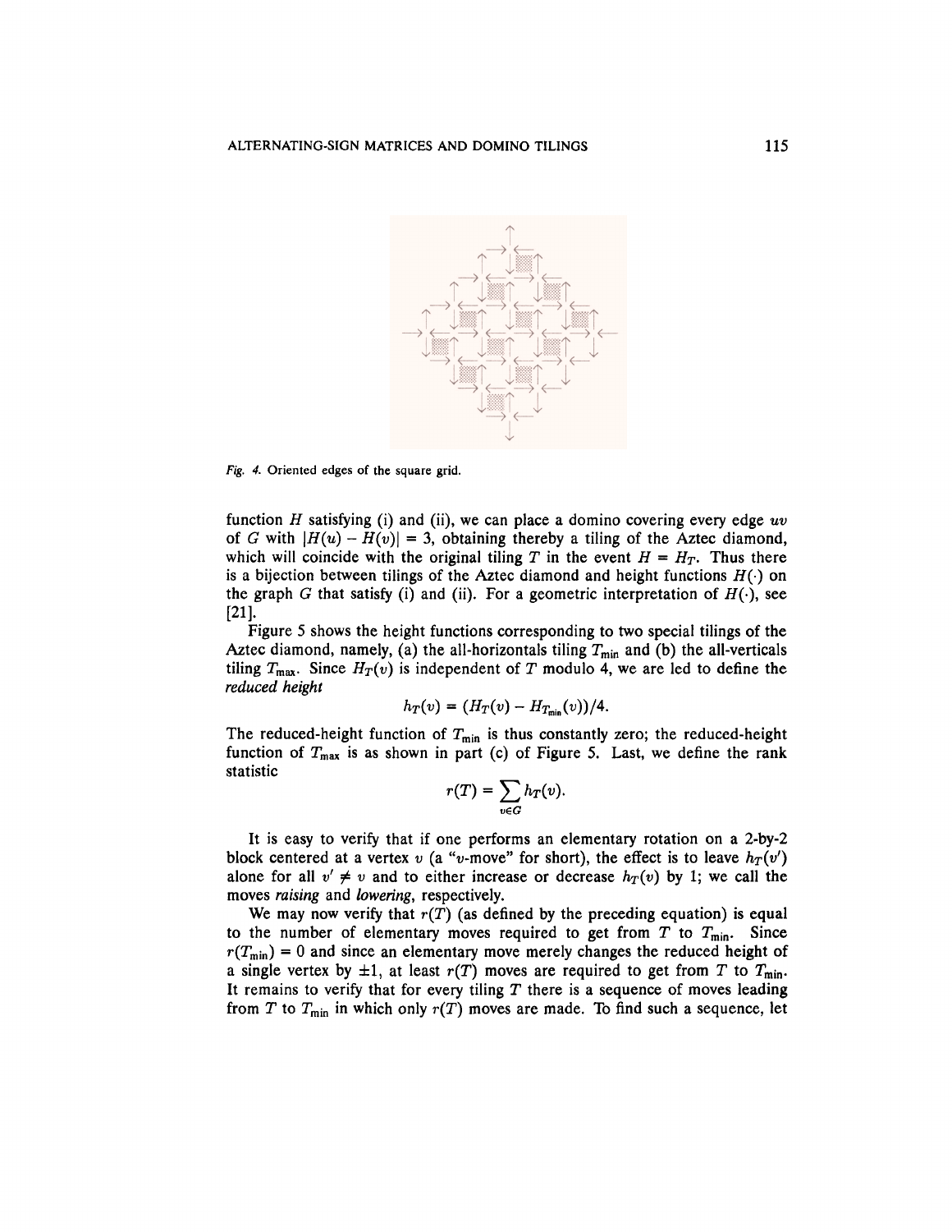*Fig. 4.* Oriented edges of the square grid.

function $H$ satisfying (i) and (ii), we can place a domino covering every edge $uv$ of $G$ with $|H(u) - H(v)| = 3$, obtaining thereby a tiling of the Aztec diamond, which will coincide with the original tiling $T$ in the event $H = H_T$. Thus there is a bijection between tilings of the Aztec diamond and height functions $H(\cdot)$ on the graph $G$ that satisfy (i) and (ii). For a geometric interpretation of $H(\cdot)$, see [21].

Figure 5 shows the height functions corresponding to two special tilings of the Aztec diamond, namely, (a) the all-horizontals tiling $T_{\min}$ and (b) the all-verticals tiling $T_{\max}$. Since $H_T(v)$ is independent of $T$ modulo 4, we are led to define the *reduced height*

$$h_T(v) = (H_T(v) - H_{T_{\min}}(v))/4.$$

The reduced-height function of $T_{\min}$ is thus constantly zero; the reduced-height function of $T_{\max}$ is as shown in part (c) of Figure 5. Last, we define the rank statistic

$$r(T) = \sum_{v \in G} h_T(v).$$

It is easy to verify that if one performs an elementary rotation on a 2-by-2 block centered at a vertex $v$ (a "$v$-move" for short), the effect is to leave $h_T(v')$ alone for all $v' \neq v$ and to either increase or decrease $h_T(v)$ by 1; we call the moves *raising* and *lowering*, respectively.

We may now verify that $r(T)$ (as defined by the preceding equation) is equal to the number of elementary moves required to get from $T$ to $T_{\min}$. Since $r(T_{\min}) = 0$ and since an elementary move merely changes the reduced height of a single vertex by $\pm 1$, at least $r(T)$ moves are required to get from $T$ to $T_{\min}$. It remains to verify that for every tiling $T$ there is a sequence of moves leading from $T$ to $T_{\min}$ in which only $r(T)$ moves are made. To find such a sequence, let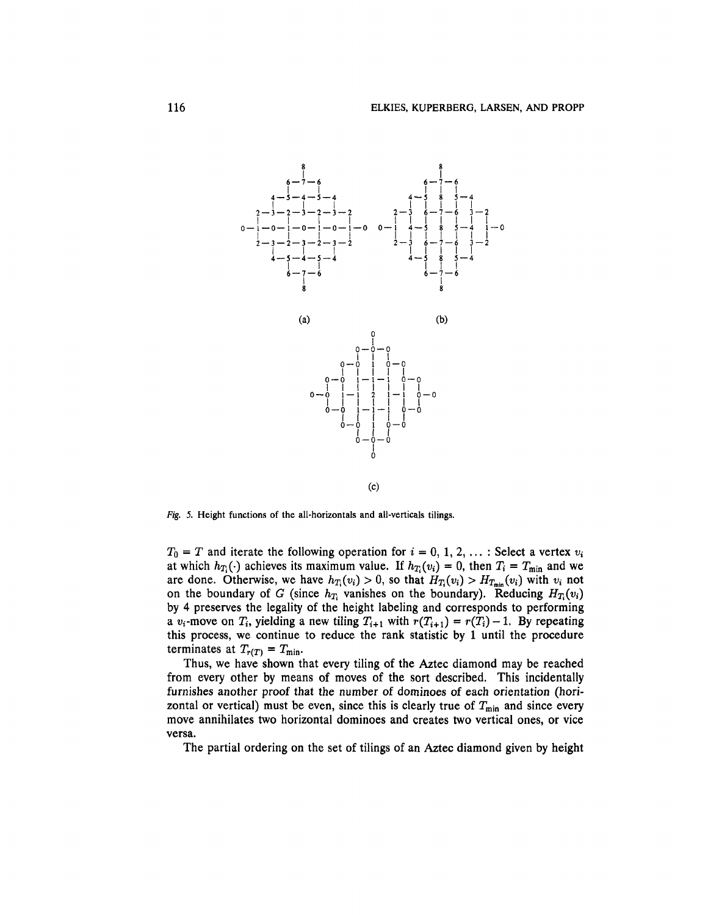Fig. 5. Height functions of the all-horizontals and all-verticals tilings.

$T_0 = T$ and iterate the following operation for $i = 0, 1, 2, \ldots$ : Select a vertex $v_i$ at which $h_{T_i}(\cdot)$ achieves its maximum value. If $h_{T_i}(v_i) = 0$, then $T_i = T_{\min}$ and we are done. Otherwise, we have $h_{T_i}(v_i) > 0$, so that $H_{T_i}(v_i) > H_{T_{\min}}(v_i)$ with $v_i$ not on the boundary of $G$ (since $h_{T_i}$ vanishes on the boundary). Reducing $H_{T_i}(v_i)$ by 4 preserves the legality of the height labeling and corresponds to performing a $v_i$-move on $T_i$, yielding a new tiling $T_{i+1}$ with $r(T_{i+1}) = r(T_i) - 1$. By repeating this process, we continue to reduce the rank statistic by 1 until the procedure terminates at $T_{r(T)} = T_{\min}$.

Thus, we have shown that every tiling of the Aztec diamond may be reached from every other by means of moves of the sort described. This incidentally furnishes another proof that the number of dominoes of each orientation (horizontal or vertical) must be even, since this is clearly true of $T_{\min}$ and since every move annihilates two horizontal dominoes and creates two vertical ones, or vice versa.

The partial ordering on the set of tilings of an Aztec diamond given by height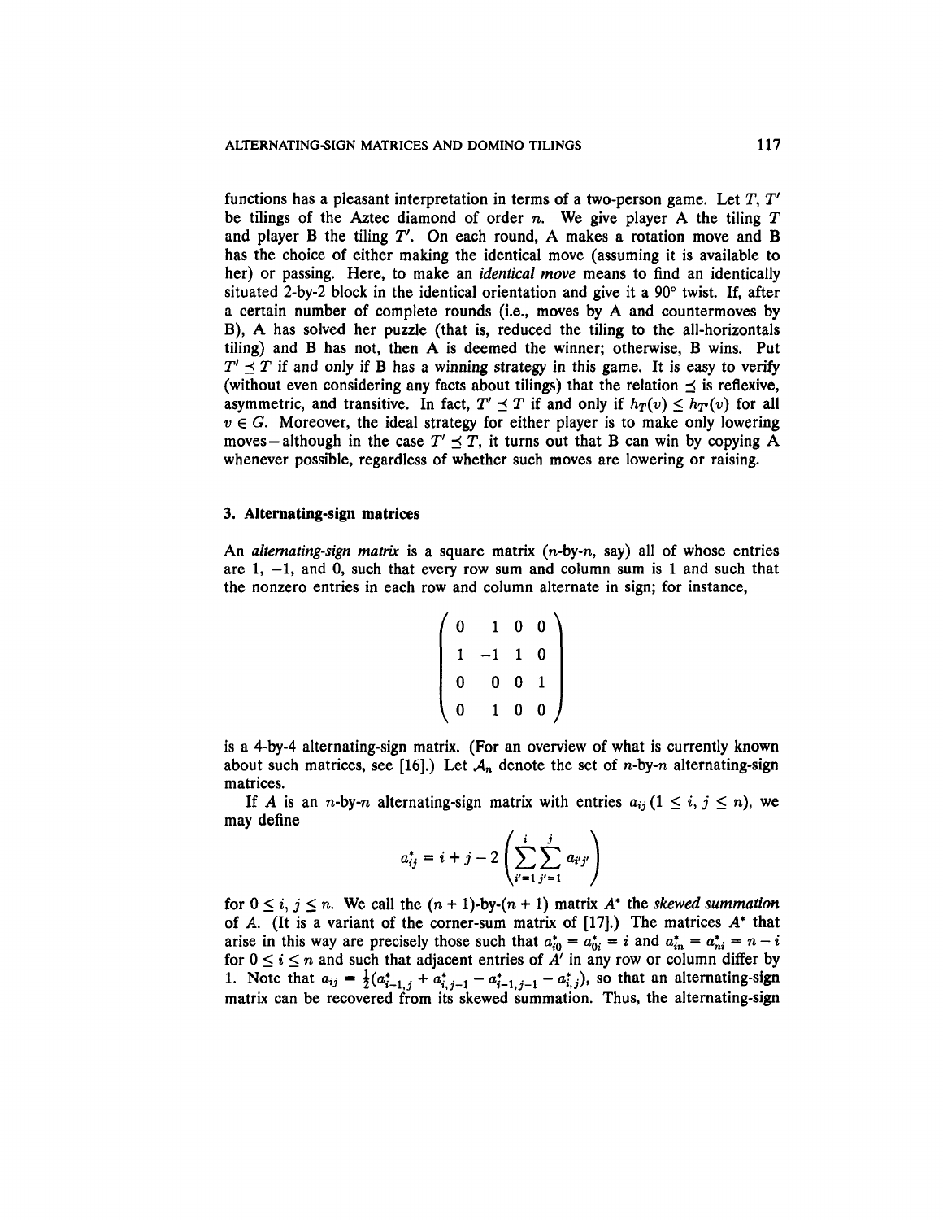functions has a pleasant interpretation in terms of a two-person game. Let $T$, $T'$ be tilings of the Aztec diamond of order $n$. We give player A the tiling $T$ and player B the tiling $T'$. On each round, A makes a rotation move and B has the choice of either making the identical move (assuming it is available to her) or passing. Here, to make an *identical move* means to find an identically situated 2-by-2 block in the identical orientation and give it a 90° twist. If, after a certain number of complete rounds (i.e., moves by A and countermoves by B), A has solved her puzzle (that is, reduced the tiling to the all-horizontals tiling) and B has not, then A is deemed the winner; otherwise, B wins. Put $T' \preceq T$ if and only if B has a winning strategy in this game. It is easy to verify (without even considering any facts about tilings) that the relation $\preceq$ is reflexive, asymmetric, and transitive. In fact, $T' \preceq T$ if and only if $h_T(v) \leq h_{T'}(v)$ for all $v \in G$. Moreover, the ideal strategy for either player is to make only lowering moves—although in the case $T' \preceq T$, it turns out that B can win by copying A whenever possible, regardless of whether such moves are lowering or raising.

## 3. Alternating-sign matrices

An *alternating-sign matrix* is a square matrix ($n$-by-$n$, say) all of whose entries are 1, $-1$, and 0, such that every row sum and column sum is 1 and such that the nonzero entries in each row and column alternate in sign; for instance,

$$\begin{pmatrix} 0 & 1 & 0 & 0 \\ 1 & -1 & 1 & 0 \\ 0 & 0 & 0 & 1 \\ 0 & 1 & 0 & 0 \end{pmatrix}$$

is a 4-by-4 alternating-sign matrix. (For an overview of what is currently known about such matrices, see [16].) Let $\mathcal{A}_n$ denote the set of $n$-by-$n$ alternating-sign matrices.

If $A$ is an $n$-by-$n$ alternating-sign matrix with entries $a_{ij}$ ($1 \leq i, j \leq n$), we may define

$$a^*_{ij} = i + j - 2\left(\sum_{i'=1}^{i}\sum_{j'=1}^{j} a_{i'j'}\right)$$

for $0 \leq i, j \leq n$. We call the $(n+1)$-by-$(n+1)$ matrix $A^*$ the *skewed summation* of $A$. (It is a variant of the corner-sum matrix of [17].) The matrices $A^*$ that arise in this way are precisely those such that $a^*_{i0} = a^*_{0i} = i$ and $a^*_{in} = a^*_{ni} = n - i$ for $0 \leq i \leq n$ and such that adjacent entries of $A'$ in any row or column differ by 1. Note that $a_{ij} = \frac{1}{2}(a^*_{i-1,j} + a^*_{i,j-1} - a^*_{i-1,j-1} - a^*_{i,j})$, so that an alternating-sign matrix can be recovered from its skewed summation. Thus, the alternating-sign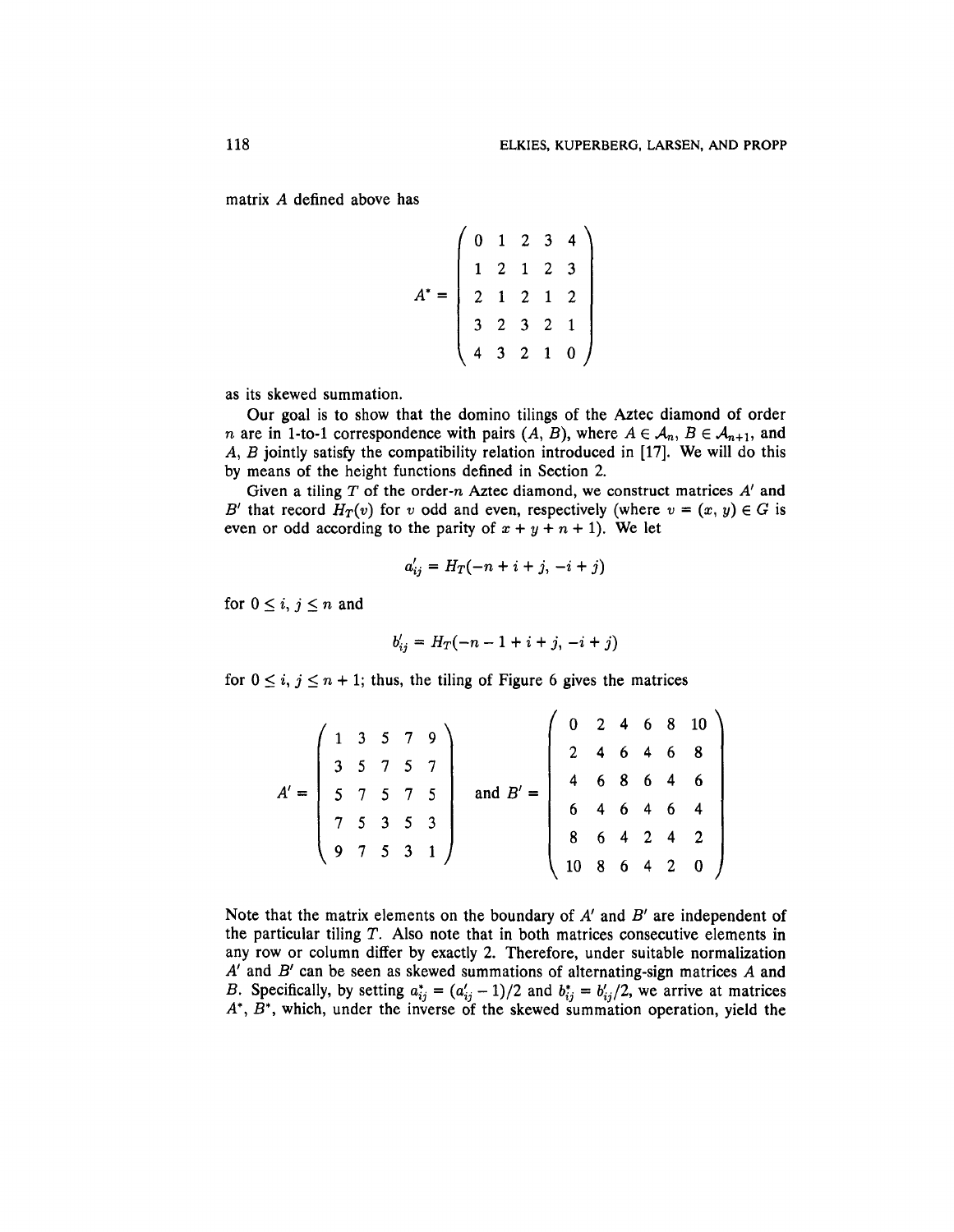matrix $A$ defined above has

$$A^* = \begin{pmatrix} 0 & 1 & 2 & 3 & 4 \\ 1 & 2 & 1 & 2 & 3 \\ 2 & 1 & 2 & 1 & 2 \\ 3 & 2 & 3 & 2 & 1 \\ 4 & 3 & 2 & 1 & 0 \end{pmatrix}$$

as its skewed summation.

Our goal is to show that the domino tilings of the Aztec diamond of order $n$ are in 1-to-1 correspondence with pairs $(A, B)$, where $A \in \mathcal{A}_n$, $B \in \mathcal{A}_{n+1}$, and $A$, $B$ jointly satisfy the compatibility relation introduced in [17]. We will do this by means of the height functions defined in Section 2.

Given a tiling $T$ of the order-$n$ Aztec diamond, we construct matrices $A'$ and $B'$ that record $H_T(v)$ for $v$ odd and even, respectively (where $v = (x, y) \in G$ is even or odd according to the parity of $x + y + n + 1$). We let

$$a'_{ij} = H_T(-n + i + j, \ -i + j)$$

for $0 \leq i, j \leq n$ and

$$b'_{ij} = H_T(-n - 1 + i + j, \ -i + j)$$

for $0 \leq i, j \leq n + 1$; thus, the tiling of Figure 6 gives the matrices

$$A' = \begin{pmatrix} 1 & 3 & 5 & 7 & 9 \\ 3 & 5 & 7 & 5 & 7 \\ 5 & 7 & 5 & 7 & 5 \\ 7 & 5 & 3 & 5 & 3 \\ 9 & 7 & 5 & 3 & 1 \end{pmatrix} \quad \text{and } B' = \begin{pmatrix} 0 & 2 & 4 & 6 & 8 & 10 \\ 2 & 4 & 6 & 4 & 6 & 8 \\ 4 & 6 & 8 & 6 & 4 & 6 \\ 6 & 4 & 6 & 4 & 6 & 4 \\ 8 & 6 & 4 & 2 & 4 & 2 \\ 10 & 8 & 6 & 4 & 2 & 0 \end{pmatrix}$$

Note that the matrix elements on the boundary of $A'$ and $B'$ are independent of the particular tiling $T$. Also note that in both matrices consecutive elements in any row or column differ by exactly 2. Therefore, under suitable normalization $A'$ and $B'$ can be seen as skewed summations of alternating-sign matrices $A$ and $B$. Specifically, by setting $a^*_{ij} = (a'_{ij} - 1)/2$ and $b^*_{ij} = b'_{ij}/2$, we arrive at matrices $A^*$, $B^*$, which, under the inverse of the skewed summation operation, yield the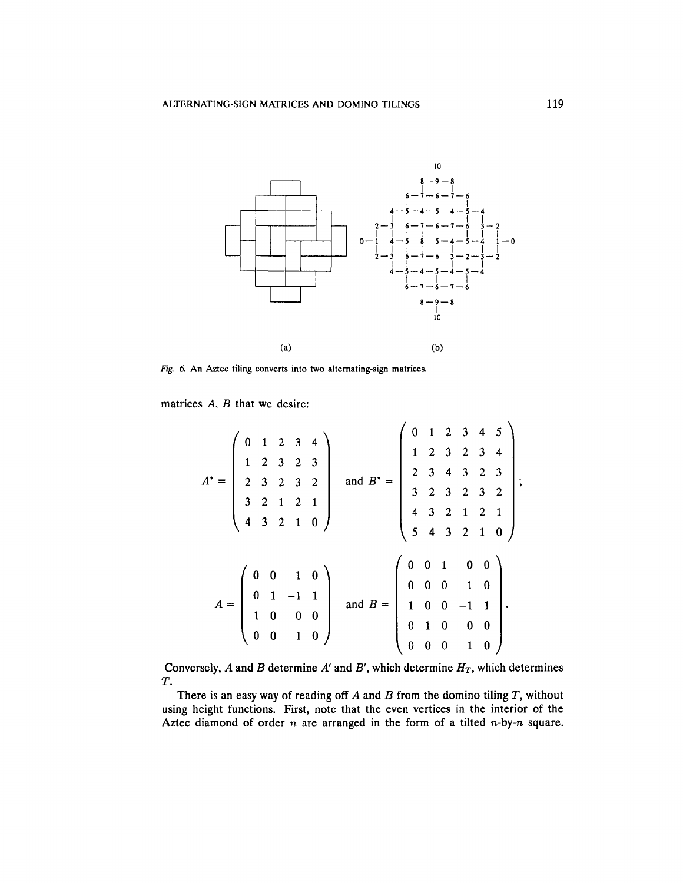(a)  (b)

*Fig. 6.* An Aztec tiling converts into two alternating-sign matrices.

matrices $A$, $B$ that we desire:

$$A' = \begin{pmatrix} 0 & 1 & 2 & 3 & 4 \\ 1 & 2 & 3 & 2 & 3 \\ 2 & 3 & 2 & 3 & 2 \\ 3 & 2 & 1 & 2 & 1 \\ 4 & 3 & 2 & 1 & 0 \end{pmatrix} \quad \text{and } B' = \begin{pmatrix} 0 & 1 & 2 & 3 & 4 & 5 \\ 1 & 2 & 3 & 2 & 3 & 4 \\ 2 & 3 & 4 & 3 & 2 & 3 \\ 3 & 2 & 3 & 2 & 3 & 2 \\ 4 & 3 & 2 & 1 & 2 & 1 \\ 5 & 4 & 3 & 2 & 1 & 0 \end{pmatrix};$$

$$A = \begin{pmatrix} 0 & 0 & 1 & 0 \\ 0 & 1 & -1 & 1 \\ 1 & 0 & 0 & 0 \\ 0 & 0 & 1 & 0 \end{pmatrix} \quad \text{and } B = \begin{pmatrix} 0 & 0 & 1 & 0 & 0 \\ 0 & 0 & 0 & 1 & 0 \\ 1 & 0 & 0 & -1 & 1 \\ 0 & 1 & 0 & 0 & 0 \\ 0 & 0 & 0 & 1 & 0 \end{pmatrix}.$$

Conversely, $A$ and $B$ determine $A'$ and $B'$, which determine $H_T$, which determines $T$.

There is an easy way of reading off $A$ and $B$ from the domino tiling $T$, without using height functions. First, note that the even vertices in the interior of the Aztec diamond of order $n$ are arranged in the form of a tilted $n$-by-$n$ square.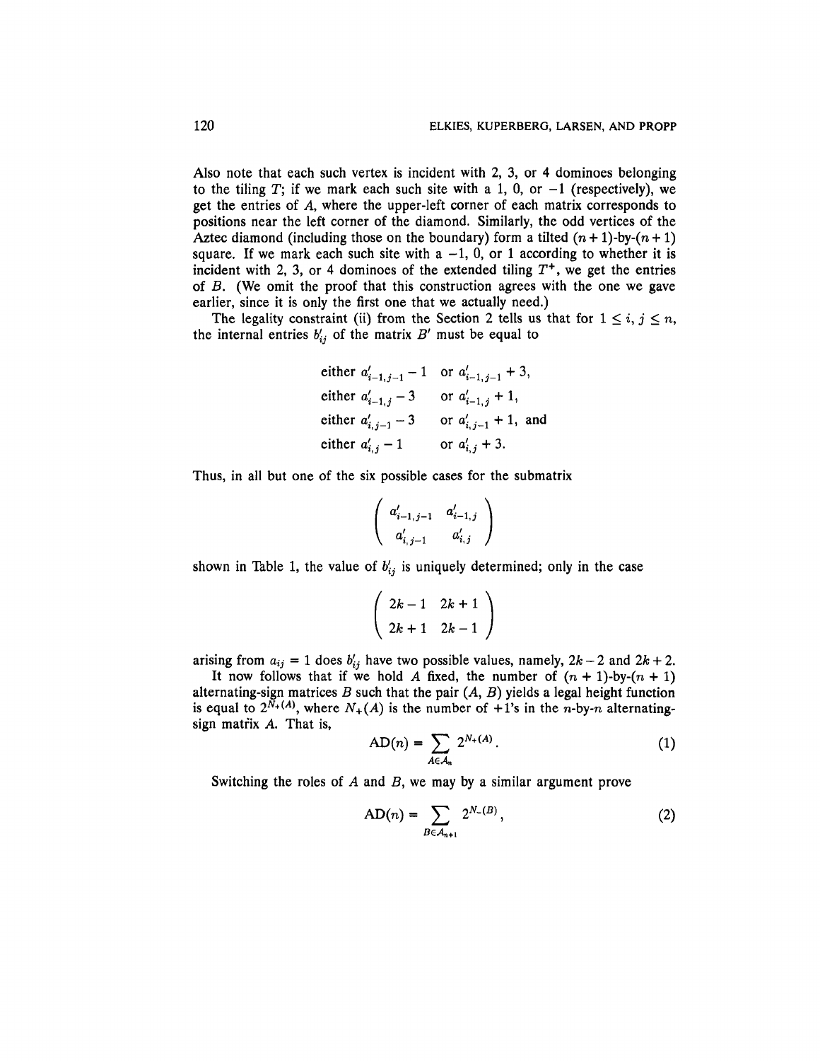Also note that each such vertex is incident with 2, 3, or 4 dominoes belonging to the tiling $T$; if we mark each such site with a 1, 0, or $-1$ (respectively), we get the entries of $A$, where the upper-left corner of each matrix corresponds to positions near the left corner of the diamond. Similarly, the odd vertices of the Aztec diamond (including those on the boundary) form a tilted $(n+1)$-by-$(n+1)$ square. If we mark each such site with a $-1$, 0, or 1 according to whether it is incident with 2, 3, or 4 dominoes of the extended tiling $T^+$, we get the entries of $B$. (We omit the proof that this construction agrees with the one we gave earlier, since it is only the first one that we actually need.)

The legality constraint (ii) from the Section 2 tells us that for $1 \le i, j \le n$, the internal entries $b'_{ij}$ of the matrix $B'$ must be equal to

$$
\begin{array}{ll}
\text{either } a'_{i-1,j-1} - 1 & \text{or } a'_{i-1,j-1} + 3, \\
\text{either } a'_{i-1,j} - 3 & \text{or } a'_{i-1,j} + 1, \\
\text{either } a'_{i,j-1} - 3 & \text{or } a'_{i,j-1} + 1, \text{ and} \\
\text{either } a'_{i,j} - 1 & \text{or } a'_{i,j} + 3.
\end{array}
$$

Thus, in all but one of the six possible cases for the submatrix

$$
\begin{pmatrix} a'_{i-1,j-1} & a'_{i-1,j} \\ a'_{i,j-1} & a'_{i,j} \end{pmatrix}
$$

shown in Table 1, the value of $b'_{ij}$ is uniquely determined; only in the case

$$
\begin{pmatrix} 2k-1 & 2k+1 \\ 2k+1 & 2k-1 \end{pmatrix}
$$

arising from $a_{ij} = 1$ does $b'_{ij}$ have two possible values, namely, $2k-2$ and $2k+2$.

It now follows that if we hold $A$ fixed, the number of $(n+1)$-by-$(n+1)$ alternating-sign matrices $B$ such that the pair $(A, B)$ yields a legal height function is equal to $2^{N_+(A)}$, where $N_+(A)$ is the number of $+1$'s in the $n$-by-$n$ alternating-sign matrix $A$. That is,

$$
\mathrm{AD}(n) = \sum_{A \in \mathcal{A}_n} 2^{N_+(A)}. \tag{1}
$$

Switching the roles of $A$ and $B$, we may by a similar argument prove

$$
\mathrm{AD}(n) = \sum_{B \in \mathcal{A}_{n+1}} 2^{N_-(B)}, \tag{2}
$$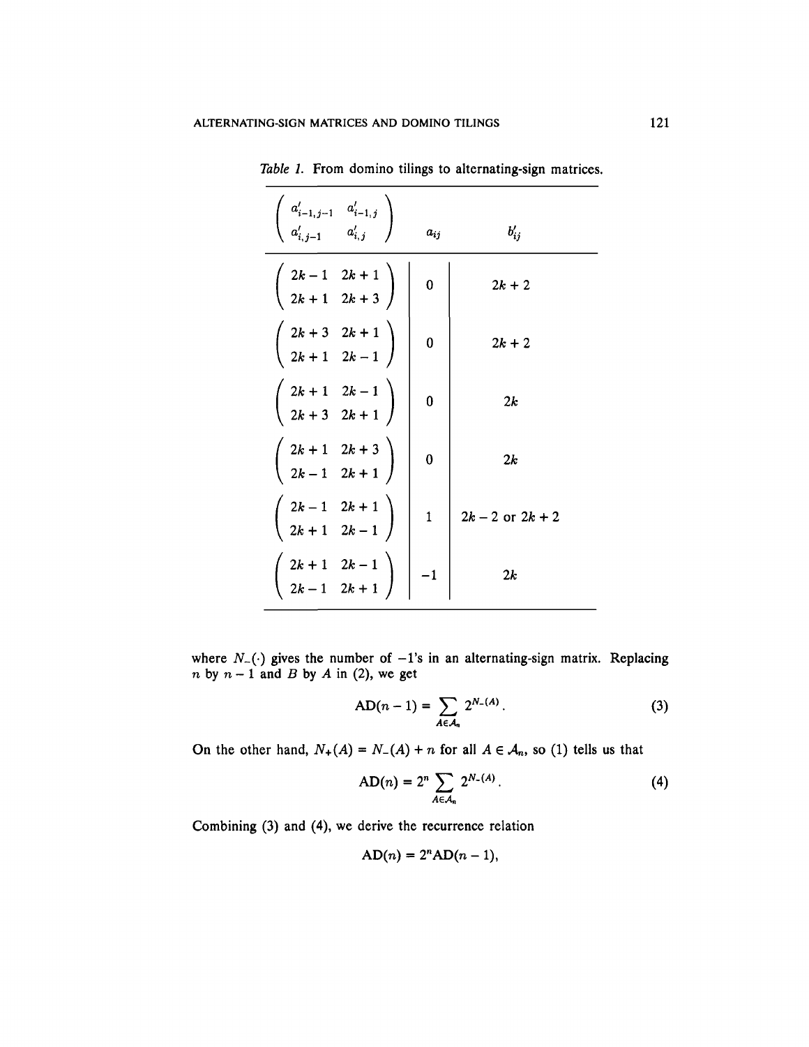*Table 1.* From domino tilings to alternating-sign matrices.

| $\begin{pmatrix} a'_{i-1,j-1} & a'_{i-1,j} \\ a'_{i,j-1} & a'_{i,j} \end{pmatrix}$ | $a_{ij}$ | $b'_{ij}$ |
|---|---|---|
| $\begin{pmatrix} 2k-1 & 2k+1 \\ 2k+1 & 2k+3 \end{pmatrix}$ | 0 | $2k+2$ |
| $\begin{pmatrix} 2k+3 & 2k+1 \\ 2k+1 & 2k-1 \end{pmatrix}$ | 0 | $2k+2$ |
| $\begin{pmatrix} 2k+1 & 2k-1 \\ 2k+3 & 2k+1 \end{pmatrix}$ | 0 | $2k$ |
| $\begin{pmatrix} 2k+1 & 2k+3 \\ 2k-1 & 2k+1 \end{pmatrix}$ | 0 | $2k$ |
| $\begin{pmatrix} 2k-1 & 2k+1 \\ 2k+1 & 2k-1 \end{pmatrix}$ | 1 | $2k-2$ or $2k+2$ |
| $\begin{pmatrix} 2k+1 & 2k-1 \\ 2k-1 & 2k+1 \end{pmatrix}$ | $-1$ | $2k$ |

where $N_-(\cdot)$ gives the number of $-1$'s in an alternating-sign matrix. Replacing $n$ by $n-1$ and $B$ by $A$ in (2), we get

$$\mathrm{AD}(n-1) = \sum_{A \in \mathcal{A}_n} 2^{N_-(A)}. \tag{3}$$

On the other hand, $N_+(A) = N_-(A) + n$ for all $A \in \mathcal{A}_n$, so (1) tells us that

$$\mathrm{AD}(n) = 2^n \sum_{A \in \mathcal{A}_n} 2^{N_-(A)}. \tag{4}$$

Combining (3) and (4), we derive the recurrence relation

$$\mathrm{AD}(n) = 2^n \mathrm{AD}(n-1),$$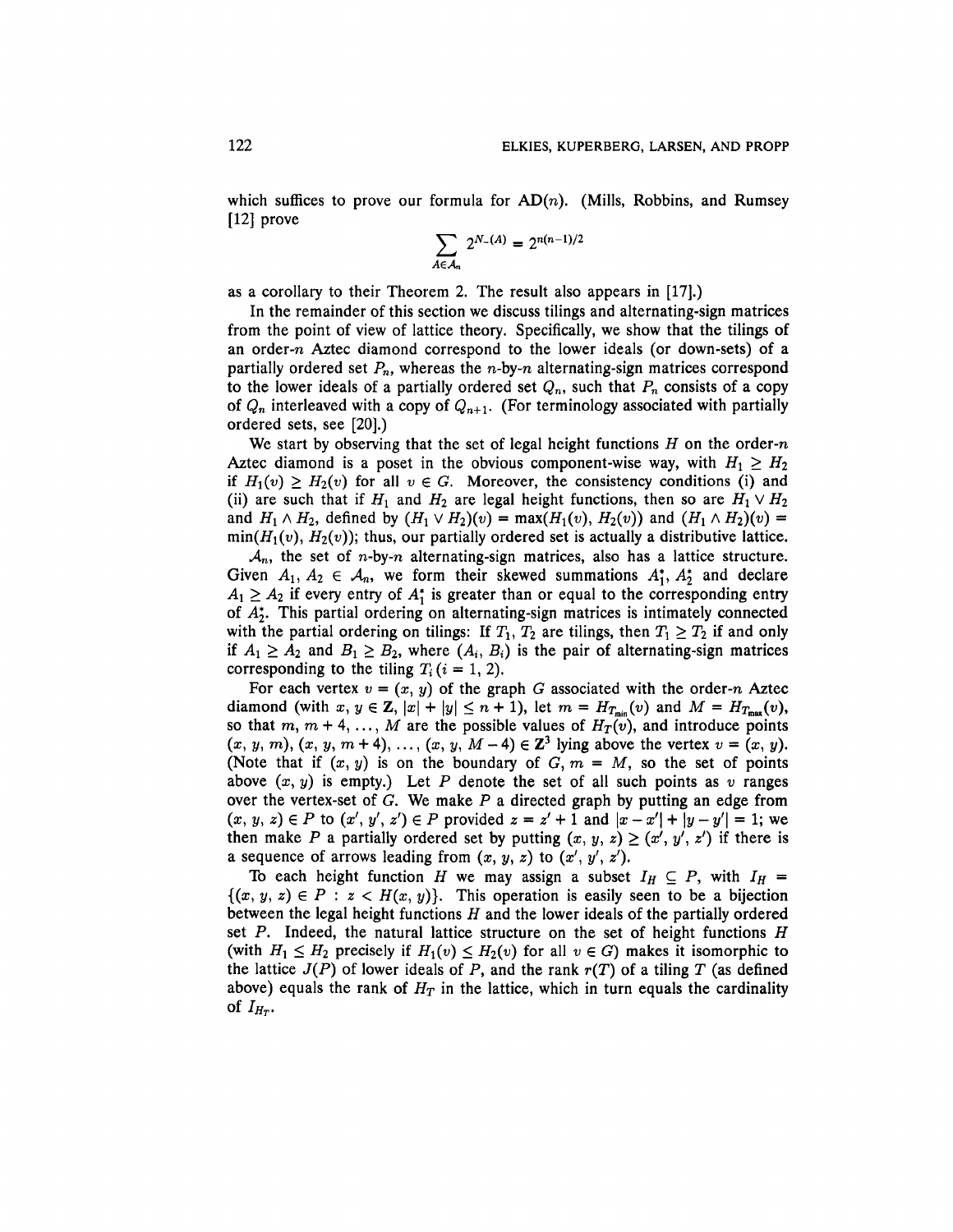which suffices to prove our formula for $\mathrm{AD}(n)$. (Mills, Robbins, and Rumsey [12] prove

$$\sum_{A \in \mathcal{A}_n} 2^{N_-(A)} = 2^{n(n-1)/2}$$

as a corollary to their Theorem 2. The result also appears in [17].)

In the remainder of this section we discuss tilings and alternating-sign matrices from the point of view of lattice theory. Specifically, we show that the tilings of an order-$n$ Aztec diamond correspond to the lower ideals (or down-sets) of a partially ordered set $P_n$, whereas the $n$-by-$n$ alternating-sign matrices correspond to the lower ideals of a partially ordered set $Q_n$, such that $P_n$ consists of a copy of $Q_n$ interleaved with a copy of $Q_{n+1}$. (For terminology associated with partially ordered sets, see [20].)

We start by observing that the set of legal height functions $H$ on the order-$n$ Aztec diamond is a poset in the obvious component-wise way, with $H_1 \geq H_2$ if $H_1(v) \geq H_2(v)$ for all $v \in G$. Moreover, the consistency conditions (i) and (ii) are such that if $H_1$ and $H_2$ are legal height functions, then so are $H_1 \vee H_2$ and $H_1 \wedge H_2$, defined by $(H_1 \vee H_2)(v) = \max(H_1(v), H_2(v))$ and $(H_1 \wedge H_2)(v) = \min(H_1(v), H_2(v))$; thus, our partially ordered set is actually a distributive lattice.

$\mathcal{A}_n$, the set of $n$-by-$n$ alternating-sign matrices, also has a lattice structure. Given $A_1, A_2 \in \mathcal{A}_n$, we form their skewed summations $A_1^*$, $A_2^*$ and declare $A_1 \geq A_2$ if every entry of $A_1^*$ is greater than or equal to the corresponding entry of $A_2^*$. This partial ordering on alternating-sign matrices is intimately connected with the partial ordering on tilings: If $T_1$, $T_2$ are tilings, then $T_1 \geq T_2$ if and only if $A_1 \geq A_2$ and $B_1 \geq B_2$, where $(A_i, B_i)$ is the pair of alternating-sign matrices corresponding to the tiling $T_i$ $(i = 1, 2)$.

For each vertex $v = (x, y)$ of the graph $G$ associated with the order-$n$ Aztec diamond (with $x, y \in \mathbf{Z}$, $|x| + |y| \leq n + 1$), let $m = H_{T_{\min}}(v)$ and $M = H_{T_{\max}}(v)$, so that $m, m+4, \ldots, M$ are the possible values of $H_T(v)$, and introduce points $(x, y, m), (x, y, m+4), \ldots, (x, y, M-4) \in \mathbf{Z}^3$ lying above the vertex $v = (x, y)$. (Note that if $(x, y)$ is on the boundary of $G$, $m = M$, so the set of points above $(x, y)$ is empty.) Let $P$ denote the set of all such points as $v$ ranges over the vertex-set of $G$. We make $P$ a directed graph by putting an edge from $(x, y, z) \in P$ to $(x', y', z') \in P$ provided $z = z' + 1$ and $|x - x'| + |y - y'| = 1$; we then make $P$ a partially ordered set by putting $(x, y, z) \geq (x', y', z')$ if there is a sequence of arrows leading from $(x, y, z)$ to $(x', y', z')$.

To each height function $H$ we may assign a subset $I_H \subseteq P$, with $I_H = \{(x, y, z) \in P : z < H(x, y)\}$. This operation is easily seen to be a bijection between the legal height functions $H$ and the lower ideals of the partially ordered set $P$. Indeed, the natural lattice structure on the set of height functions $H$ (with $H_1 \leq H_2$ precisely if $H_1(v) \leq H_2(v)$ for all $v \in G$) makes it isomorphic to the lattice $J(P)$ of lower ideals of $P$, and the rank $r(T)$ of a tiling $T$ (as defined above) equals the rank of $H_T$ in the lattice, which in turn equals the cardinality of $I_{H_T}$.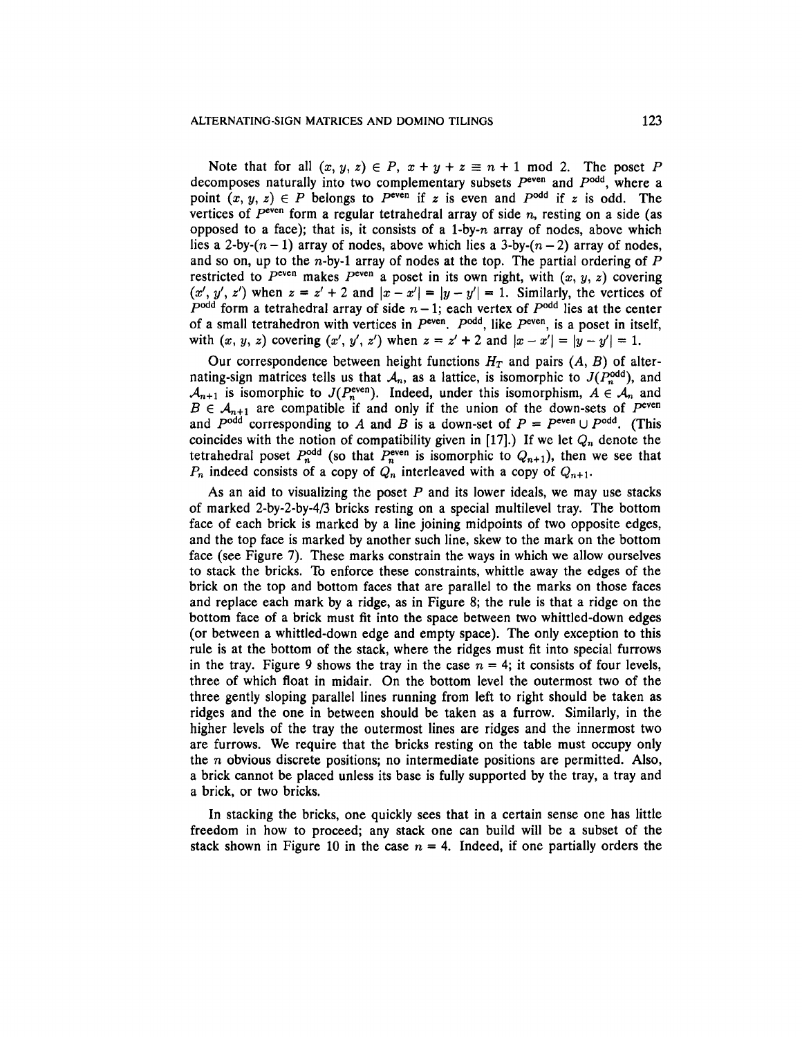Note that for all $(x, y, z) \in P$, $x + y + z \equiv n + 1 \bmod 2$. The poset $P$ decomposes naturally into two complementary subsets $P^{\text{even}}$ and $P^{\text{odd}}$, where a point $(x, y, z) \in P$ belongs to $P^{\text{even}}$ if $z$ is even and $P^{\text{odd}}$ if $z$ is odd. The vertices of $P^{\text{even}}$ form a regular tetrahedral array of side $n$, resting on a side (as opposed to a face); that is, it consists of a 1-by-$n$ array of nodes, above which lies a 2-by-$(n-1)$ array of nodes, above which lies a 3-by-$(n-2)$ array of nodes, and so on, up to the $n$-by-1 array of nodes at the top. The partial ordering of $P$ restricted to $P^{\text{even}}$ makes $P^{\text{even}}$ a poset in its own right, with $(x, y, z)$ covering $(x', y', z')$ when $z = z' + 2$ and $|x - x'| = |y - y'| = 1$. Similarly, the vertices of $P^{\text{odd}}$ form a tetrahedral array of side $n - 1$; each vertex of $P^{\text{odd}}$ lies at the center of a small tetrahedron with vertices in $P^{\text{even}}$. $P^{\text{odd}}$, like $P^{\text{even}}$, is a poset in itself, with $(x, y, z)$ covering $(x', y', z')$ when $z = z' + 2$ and $|x - x'| = |y - y'| = 1$.

Our correspondence between height functions $H_T$ and pairs $(A, B)$ of alternating-sign matrices tells us that $\mathcal{A}_n$, as a lattice, is isomorphic to $J(P_n^{\text{odd}})$, and $\mathcal{A}_{n+1}$ is isomorphic to $J(P_n^{\text{even}})$. Indeed, under this isomorphism, $A \in \mathcal{A}_n$ and $B \in \mathcal{A}_{n+1}$ are compatible if and only if the union of the down-sets of $P^{\text{even}}$ and $P^{\text{odd}}$ corresponding to $A$ and $B$ is a down-set of $P = P^{\text{even}} \cup P^{\text{odd}}$. (This coincides with the notion of compatibility given in [17].) If we let $Q_n$ denote the tetrahedral poset $P_n^{\text{odd}}$ (so that $P_n^{\text{even}}$ is isomorphic to $Q_{n+1}$), then we see that $P_n$ indeed consists of a copy of $Q_n$ interleaved with a copy of $Q_{n+1}$.

As an aid to visualizing the poset $P$ and its lower ideals, we may use stacks of marked 2-by-2-by-4/3 bricks resting on a special multilevel tray. The bottom face of each brick is marked by a line joining midpoints of two opposite edges, and the top face is marked by another such line, skew to the mark on the bottom face (see Figure 7). These marks constrain the ways in which we allow ourselves to stack the bricks. To enforce these constraints, whittle away the edges of the brick on the top and bottom faces that are parallel to the marks on those faces and replace each mark by a ridge, as in Figure 8; the rule is that a ridge on the bottom face of a brick must fit into the space between two whittled-down edges (or between a whittled-down edge and empty space). The only exception to this rule is at the bottom of the stack, where the ridges must fit into special furrows in the tray. Figure 9 shows the tray in the case $n = 4$; it consists of four levels, three of which float in midair. On the bottom level the outermost two of the three gently sloping parallel lines running from left to right should be taken as ridges and the one in between should be taken as a furrow. Similarly, in the higher levels of the tray the outermost lines are ridges and the innermost two are furrows. We require that the bricks resting on the table must occupy only the $n$ obvious discrete positions; no intermediate positions are permitted. Also, a brick cannot be placed unless its base is fully supported by the tray, a tray and a brick, or two bricks.

In stacking the bricks, one quickly sees that in a certain sense one has little freedom in how to proceed; any stack one can build will be a subset of the stack shown in Figure 10 in the case $n = 4$. Indeed, if one partially orders the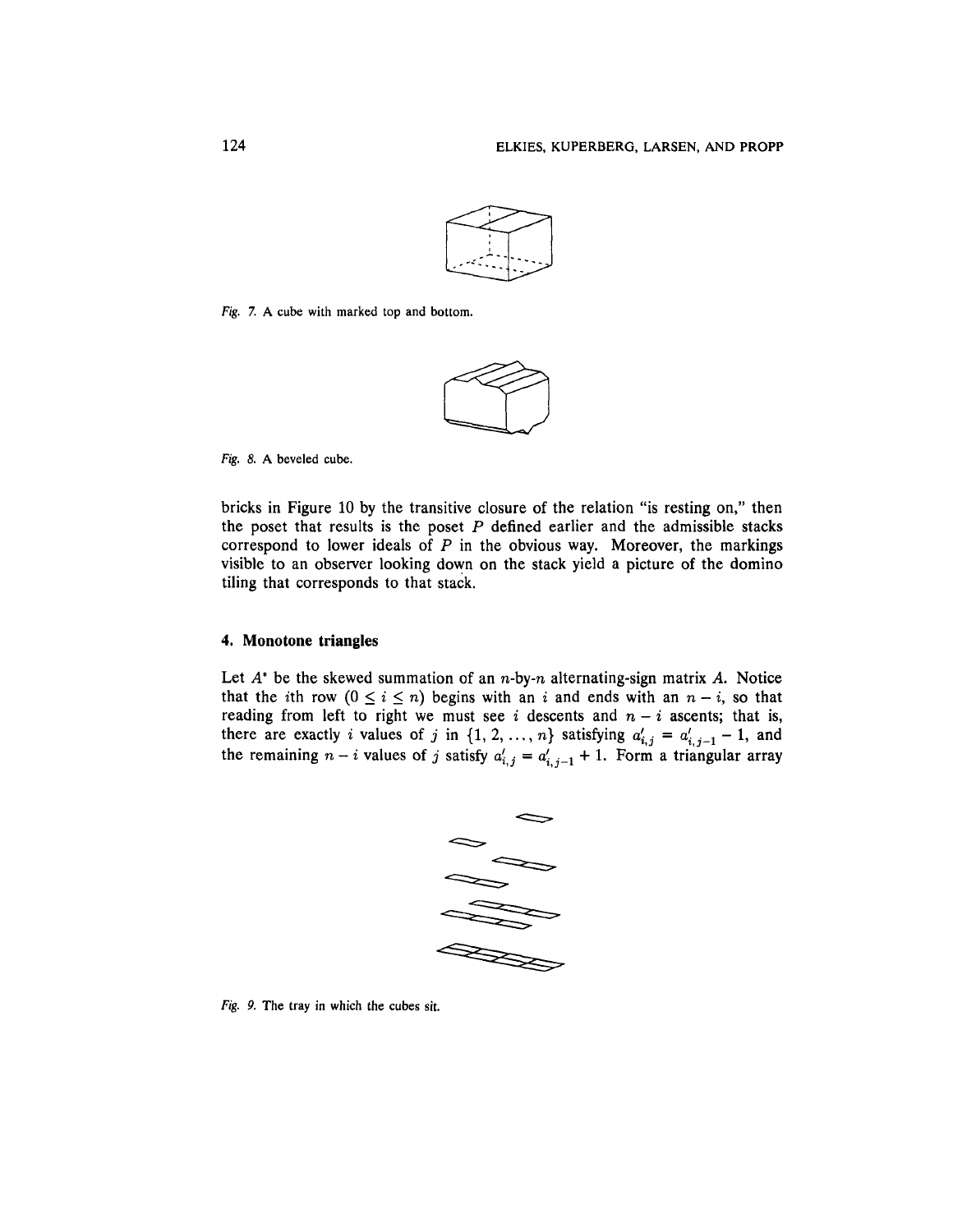Fig. 7. A cube with marked top and bottom.

Fig. 8. A beveled cube.

bricks in Figure 10 by the transitive closure of the relation "is resting on," then the poset that results is the poset $P$ defined earlier and the admissible stacks correspond to lower ideals of $P$ in the obvious way. Moreover, the markings visible to an observer looking down on the stack yield a picture of the domino tiling that corresponds to that stack.

## 4. Monotone triangles

Let $A^*$ be the skewed summation of an $n$-by-$n$ alternating-sign matrix $A$. Notice that the $i$th row ($0 \leq i \leq n$) begins with an $i$ and ends with an $n - i$, so that reading from left to right we must see $i$ descents and $n - i$ ascents; that is, there are exactly $i$ values of $j$ in $\{1, 2, \ldots, n\}$ satisfying $a'_{i,j} = a'_{i,j-1} - 1$, and the remaining $n - i$ values of $j$ satisfy $a'_{i,j} = a'_{i,j-1} + 1$. Form a triangular array

Fig. 9. The tray in which the cubes sit.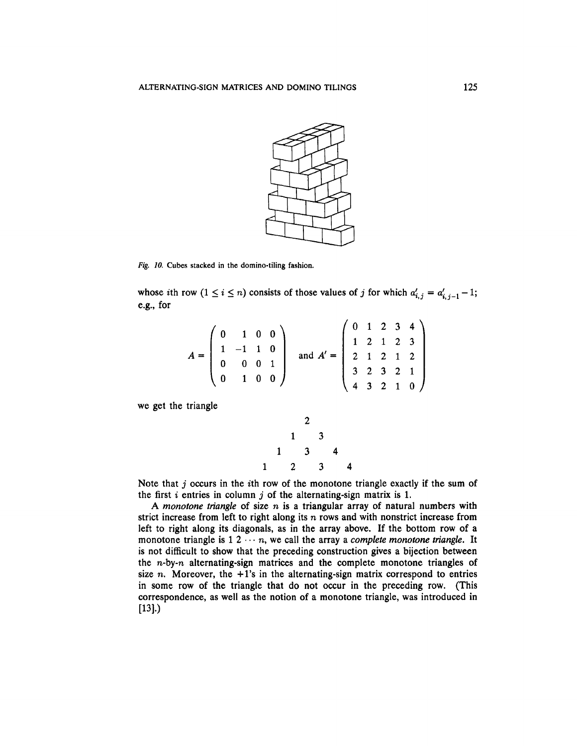Fig. 10. Cubes stacked in the domino-tiling fashion.

whose $i$th row ($1 \le i \le n$) consists of those values of $j$ for which $a'_{i,j} = a'_{i,j-1} - 1$; e.g., for

$$A = \begin{pmatrix} 0 & 1 & 0 & 0 \\ 1 & -1 & 1 & 0 \\ 0 & 0 & 0 & 1 \\ 0 & 1 & 0 & 0 \end{pmatrix} \quad \text{and } A' = \begin{pmatrix} 0 & 1 & 2 & 3 & 4 \\ 1 & 2 & 1 & 2 & 3 \\ 2 & 1 & 2 & 1 & 2 \\ 3 & 2 & 3 & 2 & 1 \\ 4 & 3 & 2 & 1 & 0 \end{pmatrix}$$

we get the triangle

$$\begin{array}{ccccccc} & & & 2 & & & \\ & & 1 & & 3 & & \\ & 1 & & 3 & & 4 & \\ 1 & & 2 & & 3 & & 4 \end{array}$$

Note that $j$ occurs in the $i$th row of the monotone triangle exactly if the sum of the first $i$ entries in column $j$ of the alternating-sign matrix is 1.

A *monotone triangle* of size $n$ is a triangular array of natural numbers with strict increase from left to right along its $n$ rows and with nonstrict increase from left to right along its diagonals, as in the array above. If the bottom row of a monotone triangle is $1\ 2\ \cdots\ n$, we call the array a *complete monotone triangle*. It is not difficult to show that the preceding construction gives a bijection between the $n$-by-$n$ alternating-sign matrices and the complete monotone triangles of size $n$. Moreover, the $+1$'s in the alternating-sign matrix correspond to entries in some row of the triangle that do not occur in the preceding row. (This correspondence, as well as the notion of a monotone triangle, was introduced in [13].)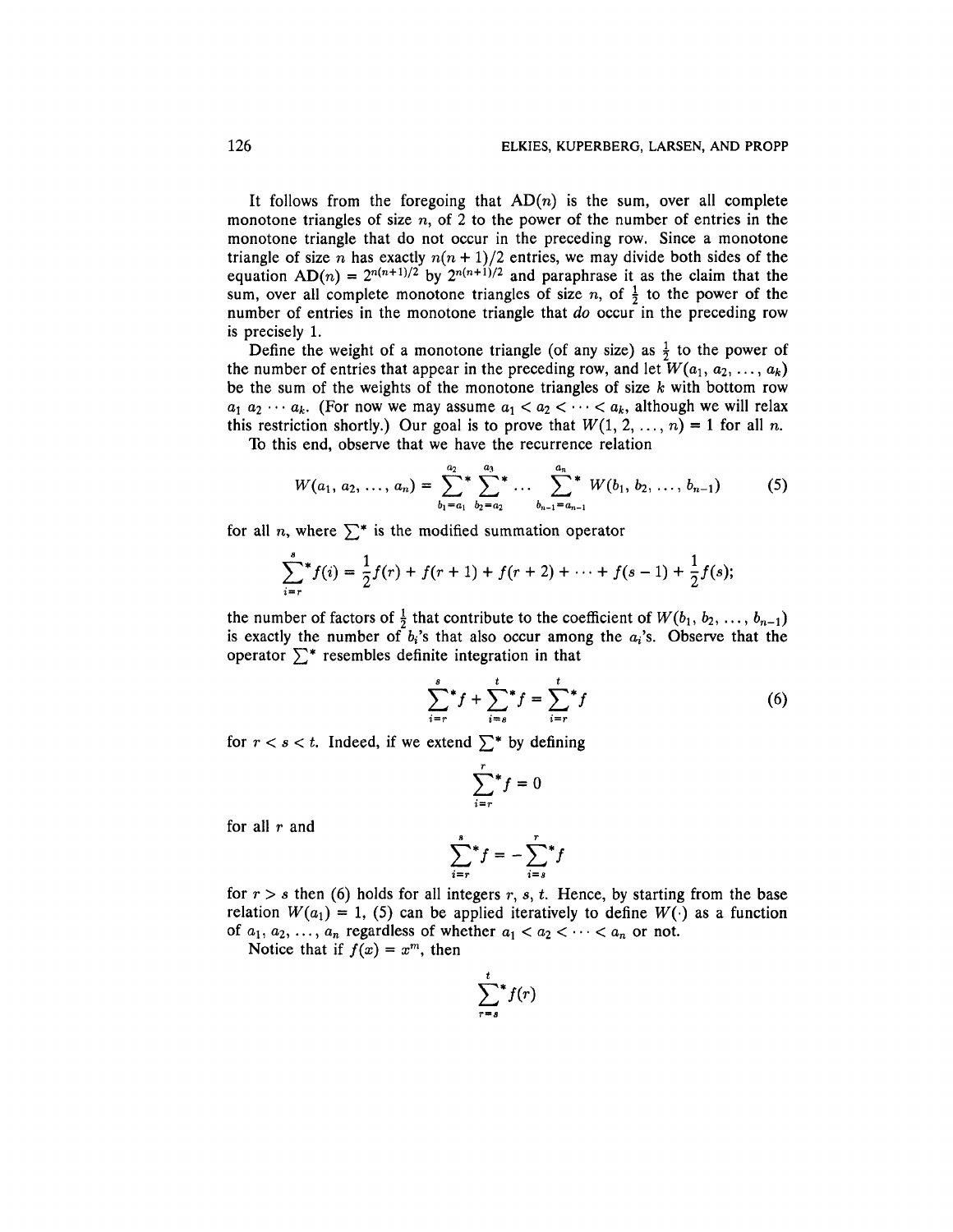It follows from the foregoing that AD($n$) is the sum, over all complete monotone triangles of size $n$, of 2 to the power of the number of entries in the monotone triangle that do not occur in the preceding row. Since a monotone triangle of size $n$ has exactly $n(n+1)/2$ entries, we may divide both sides of the equation $\text{AD}(n) = 2^{n(n+1)/2}$ by $2^{n(n+1)/2}$ and paraphrase it as the claim that the sum, over all complete monotone triangles of size $n$, of $\frac{1}{2}$ to the power of the number of entries in the monotone triangle that *do* occur in the preceding row is precisely 1.

Define the weight of a monotone triangle (of any size) as $\frac{1}{2}$ to the power of the number of entries that appear in the preceding row, and let $W(a_1, a_2, \ldots, a_k)$ be the sum of the weights of the monotone triangles of size $k$ with bottom row $a_1\ a_2 \cdots a_k$. (For now we may assume $a_1 < a_2 < \cdots < a_k$, although we will relax this restriction shortly.) Our goal is to prove that $W(1, 2, \ldots, n) = 1$ for all $n$.

To this end, observe that we have the recurrence relation

$$W(a_1, a_2, \ldots, a_n) = \sum_{b_1=a_1}^{a_2}{}^{*} \sum_{b_2=a_2}^{a_3}{}^{*} \cdots \sum_{b_{n-1}=a_{n-1}}^{a_n}{}^{*} W(b_1, b_2, \ldots, b_{n-1}) \tag{5}$$

for all $n$, where $\sum^*$ is the modified summation operator

$$\sum_{i=r}^{s}{}^{*} f(i) = \frac{1}{2}f(r) + f(r+1) + f(r+2) + \cdots + f(s-1) + \frac{1}{2}f(s);$$

the number of factors of $\frac{1}{2}$ that contribute to the coefficient of $W(b_1, b_2, \ldots, b_{n-1})$ is exactly the number of $b_i$'s that also occur among the $a_i$'s. Observe that the operator $\sum^*$ resembles definite integration in that

$$\sum_{i=r}^{s}{}^{*} f + \sum_{i=s}^{t}{}^{*} f = \sum_{i=r}^{t}{}^{*} f \tag{6}$$

for $r < s < t$. Indeed, if we extend $\sum^*$ by defining

$$\sum_{i=r}^{r}{}^{*} f = 0$$

for all $r$ and

$$\sum_{i=r}^{s}{}^{*} f = -\sum_{i=s}^{r}{}^{*} f$$

for $r > s$ then (6) holds for all integers $r, s, t$. Hence, by starting from the base relation $W(a_1) = 1$, (5) can be applied iteratively to define $W(\cdot)$ as a function of $a_1, a_2, \ldots, a_n$ regardless of whether $a_1 < a_2 < \cdots < a_n$ or not.

Notice that if $f(x) = x^m$, then

$$\sum_{r=s}^{t}{}^{*} f(r)$$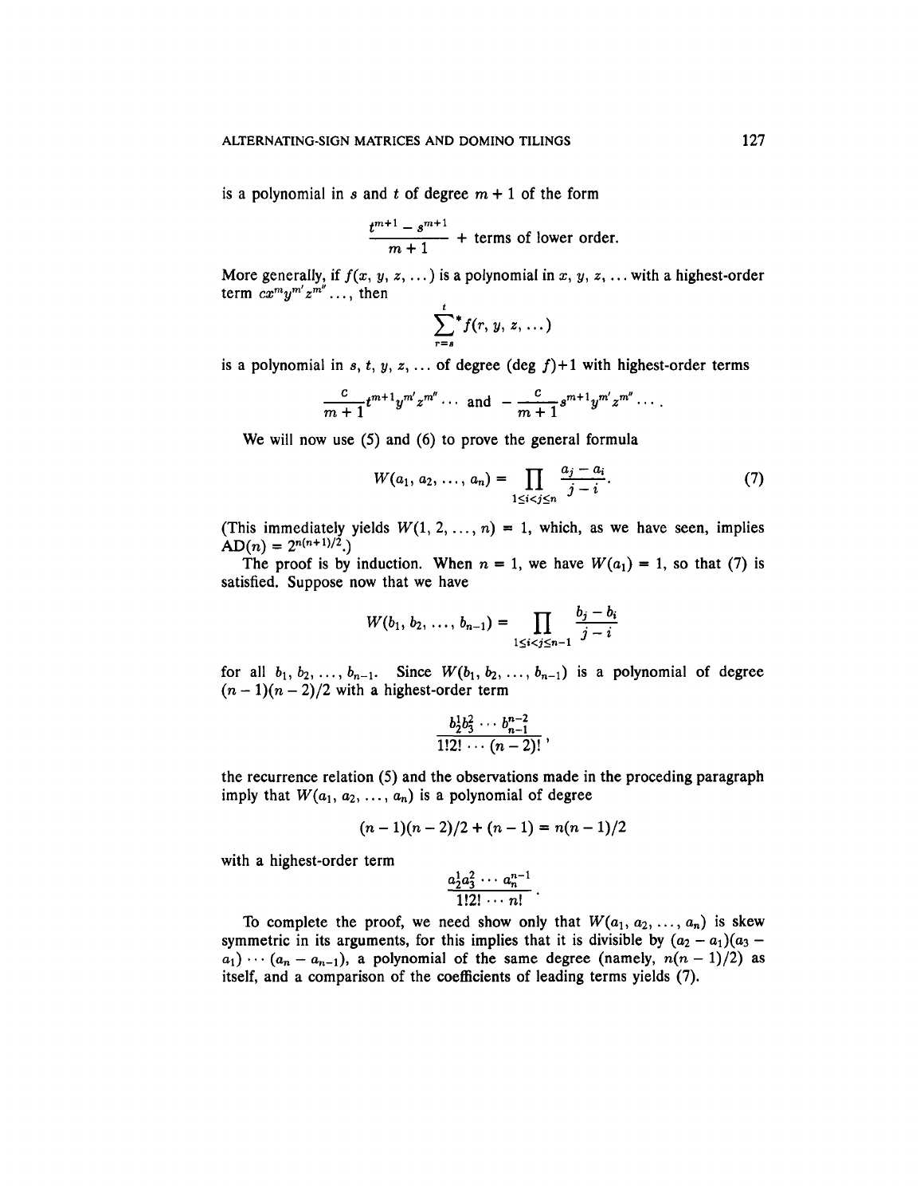is a polynomial in $s$ and $t$ of degree $m + 1$ of the form

$$\frac{t^{m+1} - s^{m+1}}{m+1} + \text{terms of lower order.}$$

More generally, if $f(x, y, z, \ldots)$ is a polynomial in $x, y, z, \ldots$ with a highest-order term $cx^m y^{m'} z^{m''} \ldots$, then

$$\sum_{r=s}^{t}{}^{*} f(r, y, z, \ldots)$$

is a polynomial in $s, t, y, z, \ldots$ of degree $(\deg f)+1$ with highest-order terms

$$\frac{c}{m+1} t^{m+1} y^{m'} z^{m''} \cdots \quad \text{and} \quad -\frac{c}{m+1} s^{m+1} y^{m'} z^{m''} \cdots .$$

We will now use (5) and (6) to prove the general formula

$$W(a_1, a_2, \ldots, a_n) = \prod_{1 \le i < j \le n} \frac{a_j - a_i}{j - i}. \tag{7}$$

(This immediately yields $W(1, 2, \ldots, n) = 1$, which, as we have seen, implies $\mathrm{AD}(n) = 2^{n(n+1)/2}$.)

The proof is by induction. When $n = 1$, we have $W(a_1) = 1$, so that (7) is satisfied. Suppose now that we have

$$W(b_1, b_2, \ldots, b_{n-1}) = \prod_{1 \le i < j \le n-1} \frac{b_j - b_i}{j - i}$$

for all $b_1, b_2, \ldots, b_{n-1}$. Since $W(b_1, b_2, \ldots, b_{n-1})$ is a polynomial of degree $(n-1)(n-2)/2$ with a highest-order term

$$\frac{b_2^1 b_3^2 \cdots b_{n-1}^{n-2}}{1!2! \cdots (n-2)!},$$

the recurrence relation (5) and the observations made in the proceding paragraph imply that $W(a_1, a_2, \ldots, a_n)$ is a polynomial of degree

$$(n-1)(n-2)/2 + (n-1) = n(n-1)/2$$

with a highest-order term

$$\frac{a_2^1 a_3^2 \cdots a_n^{n-1}}{1!2! \cdots n!}.$$

To complete the proof, we need show only that $W(a_1, a_2, \ldots, a_n)$ is skew symmetric in its arguments, for this implies that it is divisible by $(a_2 - a_1)(a_3 - a_1) \cdots (a_n - a_{n-1})$, a polynomial of the same degree (namely, $n(n-1)/2$) as itself, and a comparison of the coefficients of leading terms yields (7).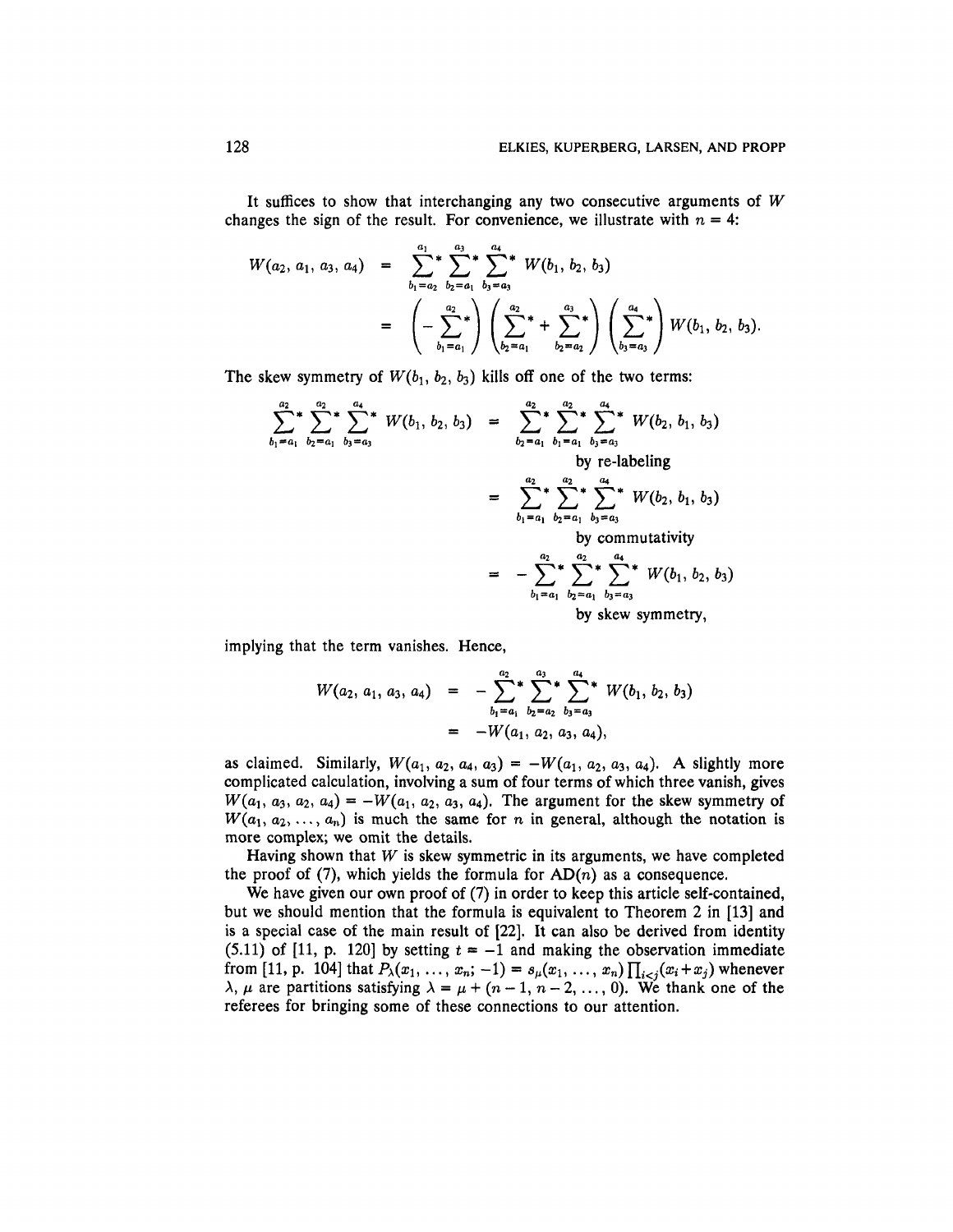It suffices to show that interchanging any two consecutive arguments of $W$ changes the sign of the result. For convenience, we illustrate with $n = 4$:

$$
\begin{aligned}
W(a_2, a_1, a_3, a_4) &= \sum_{b_1=a_2}^{a_1}{}^{*} \sum_{b_2=a_1}^{a_3}{}^{*} \sum_{b_3=a_3}^{a_4}{}^{*} W(b_1, b_2, b_3) \\
&= \left(-\sum_{b_1=a_1}^{a_2}{}^{*}\right)\left(\sum_{b_2=a_1}^{a_2}{}^{*} + \sum_{b_2=a_2}^{a_3}{}^{*}\right)\left(\sum_{b_3=a_3}^{a_4}{}^{*}\right) W(b_1, b_2, b_3).
\end{aligned}
$$

The skew symmetry of $W(b_1, b_2, b_3)$ kills off one of the two terms:

$$
\begin{aligned}
\sum_{b_1=a_1}^{a_2}{}^{*} \sum_{b_2=a_1}^{a_2}{}^{*} \sum_{b_3=a_3}^{a_4}{}^{*} W(b_1, b_2, b_3) &= \sum_{b_2=a_1}^{a_2}{}^{*} \sum_{b_1=a_1}^{a_2}{}^{*} \sum_{b_3=a_3}^{a_4}{}^{*} W(b_2, b_1, b_3) \\
&\qquad \text{by re-labeling} \\
&= \sum_{b_1=a_1}^{a_2}{}^{*} \sum_{b_2=a_1}^{a_2}{}^{*} \sum_{b_3=a_3}^{a_4}{}^{*} W(b_2, b_1, b_3) \\
&\qquad \text{by commutativity} \\
&= -\sum_{b_1=a_1}^{a_2}{}^{*} \sum_{b_2=a_1}^{a_2}{}^{*} \sum_{b_3=a_3}^{a_4}{}^{*} W(b_1, b_2, b_3) \\
&\qquad \text{by skew symmetry,}
\end{aligned}
$$

implying that the term vanishes. Hence,

$$
\begin{aligned}
W(a_2, a_1, a_3, a_4) &= -\sum_{b_1=a_1}^{a_2}{}^{*} \sum_{b_2=a_2}^{a_3}{}^{*} \sum_{b_3=a_3}^{a_4}{}^{*} W(b_1, b_2, b_3) \\
&= -W(a_1, a_2, a_3, a_4),
\end{aligned}
$$

as claimed. Similarly, $W(a_1, a_2, a_4, a_3) = -W(a_1, a_2, a_3, a_4)$. A slightly more complicated calculation, involving a sum of four terms of which three vanish, gives $W(a_1, a_3, a_2, a_4) = -W(a_1, a_2, a_3, a_4)$. The argument for the skew symmetry of $W(a_1, a_2, \ldots, a_n)$ is much the same for $n$ in general, although the notation is more complex; we omit the details.

Having shown that $W$ is skew symmetric in its arguments, we have completed the proof of (7), which yields the formula for $\mathrm{AD}(n)$ as a consequence.

We have given our own proof of (7) in order to keep this article self-contained, but we should mention that the formula is equivalent to Theorem 2 in [13] and is a special case of the main result of [22]. It can also be derived from identity (5.11) of [11, p. 120] by setting $t = -1$ and making the observation immediate from [11, p. 104] that $P_\lambda(x_1, \ldots, x_n; -1) = s_\mu(x_1, \ldots, x_n) \prod_{i<j}(x_i + x_j)$ whenever $\lambda$, $\mu$ are partitions satisfying $\lambda = \mu + (n-1, n-2, \ldots, 0)$. We thank one of the referees for bringing some of these connections to our attention.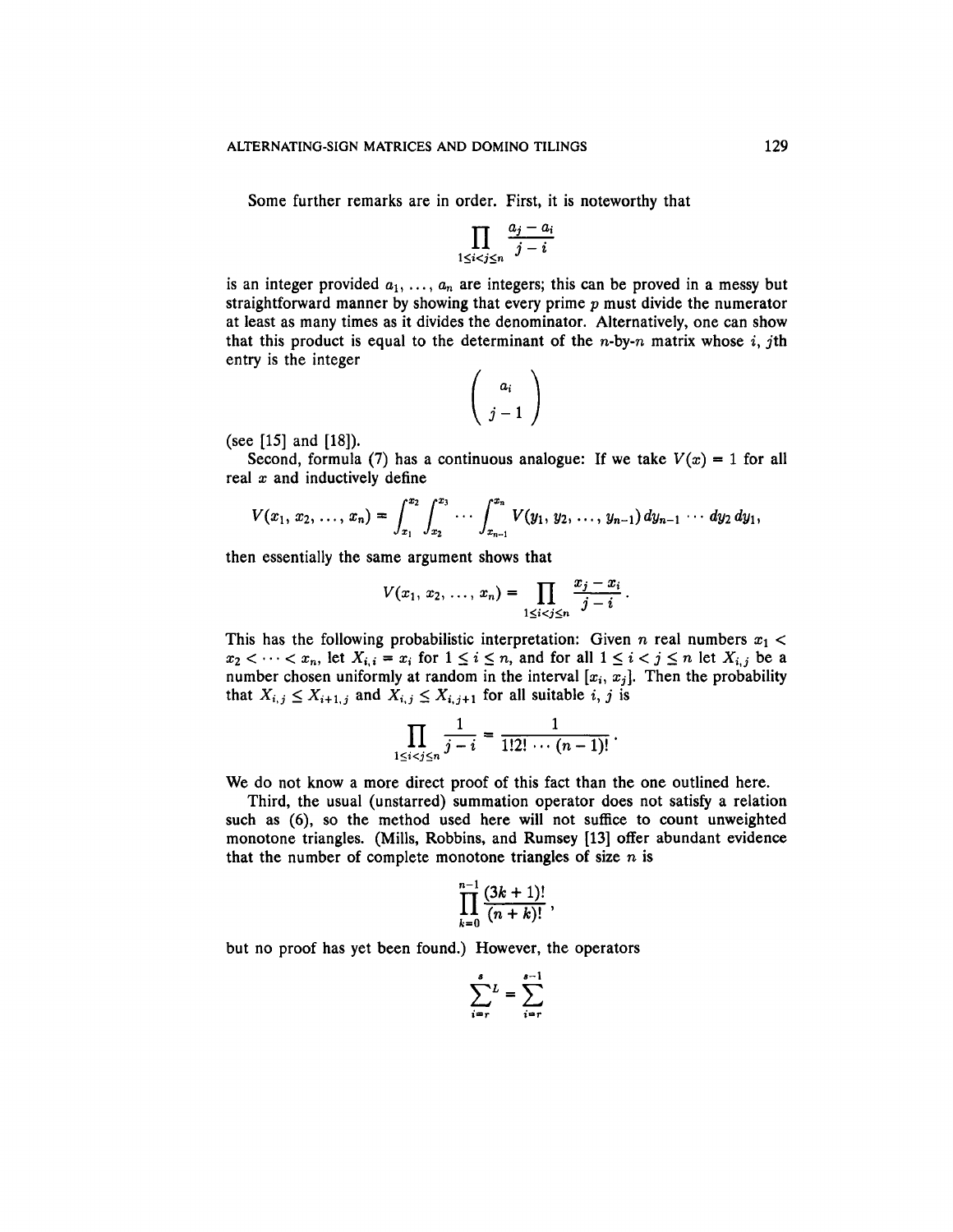Some further remarks are in order. First, it is noteworthy that

$$\prod_{1 \le i < j \le n} \frac{a_j - a_i}{j - i}$$

is an integer provided $a_1, \ldots, a_n$ are integers; this can be proved in a messy but straightforward manner by showing that every prime $p$ must divide the numerator at least as many times as it divides the denominator. Alternatively, one can show that this product is equal to the determinant of the $n$-by-$n$ matrix whose $i, j$th entry is the integer

$$\binom{a_i}{j-1}$$

(see [15] and [18]).

Second, formula (7) has a continuous analogue: If we take $V(x) = 1$ for all real $x$ and inductively define

$$V(x_1, x_2, \ldots, x_n) = \int_{x_1}^{x_2} \int_{x_2}^{x_3} \cdots \int_{x_{n-1}}^{x_n} V(y_1, y_2, \ldots, y_{n-1})\, dy_{n-1} \cdots dy_2\, dy_1,$$

then essentially the same argument shows that

$$V(x_1, x_2, \ldots, x_n) = \prod_{1 \le i < j \le n} \frac{x_j - x_i}{j - i}.$$

This has the following probabilistic interpretation: Given $n$ real numbers $x_1 < x_2 < \cdots < x_n$, let $X_{i,i} = x_i$ for $1 \le i \le n$, and for all $1 \le i < j \le n$ let $X_{i,j}$ be a number chosen uniformly at random in the interval $[x_i, x_j]$. Then the probability that $X_{i,j} \le X_{i+1,j}$ and $X_{i,j} \le X_{i,j+1}$ for all suitable $i, j$ is

$$\prod_{1 \le i < j \le n} \frac{1}{j - i} = \frac{1}{1!2! \cdots (n-1)!}.$$

We do not know a more direct proof of this fact than the one outlined here.

Third, the usual (unstarred) summation operator does not satisfy a relation such as (6), so the method used here will not suffice to count unweighted monotone triangles. (Mills, Robbins, and Rumsey [13] offer abundant evidence that the number of complete monotone triangles of size $n$ is

$$\prod_{k=0}^{n-1} \frac{(3k+1)!}{(n+k)!},$$

but no proof has yet been found.) However, the operators

$$\sum_{i=r}^{s}{}^{L} = \sum_{i=r}^{s-1}$$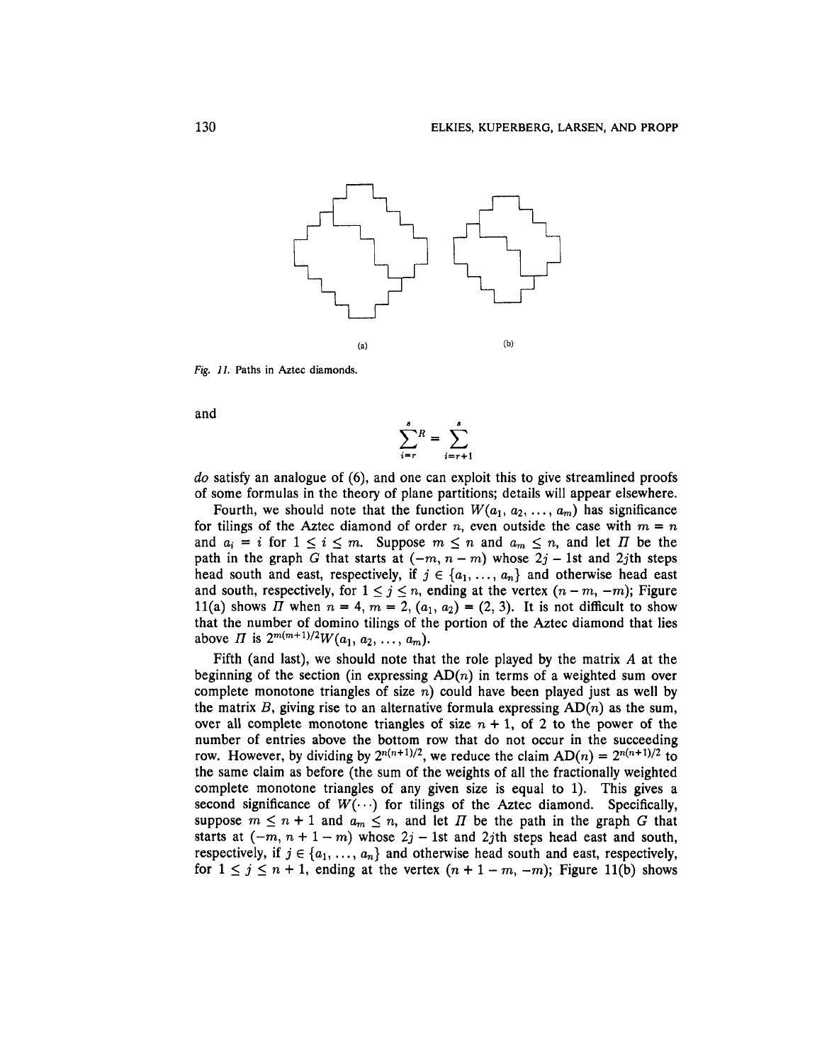(a) (b)

*Fig. 11.* Paths in Aztec diamonds.

and

$$\sum_{i=r}^{s}{}^{R} = \sum_{i=r+1}^{s}$$

*do* satisfy an analogue of (6), and one can exploit this to give streamlined proofs of some formulas in the theory of plane partitions; details will appear elsewhere.

Fourth, we should note that the function $W(a_1, a_2, \ldots, a_m)$ has significance for tilings of the Aztec diamond of order $n$, even outside the case with $m = n$ and $a_i = i$ for $1 \leq i \leq m$. Suppose $m \leq n$ and $a_m \leq n$, and let $\Pi$ be the path in the graph $G$ that starts at $(-m, n-m)$ whose $2j-1$st and $2j$th steps head south and east, respectively, if $j \in \{a_1, \ldots, a_n\}$ and otherwise head east and south, respectively, for $1 \leq j \leq n$, ending at the vertex $(n-m, -m)$; Figure 11(a) shows $\Pi$ when $n = 4$, $m = 2$, $(a_1, a_2) = (2, 3)$. It is not difficult to show that the number of domino tilings of the portion of the Aztec diamond that lies above $\Pi$ is $2^{m(m+1)/2}W(a_1, a_2, \ldots, a_m)$.

Fifth (and last), we should note that the role played by the matrix $A$ at the beginning of the section (in expressing $\text{AD}(n)$ in terms of a weighted sum over complete monotone triangles of size $n$) could have been played just as well by the matrix $B$, giving rise to an alternative formula expressing $\text{AD}(n)$ as the sum, over all complete monotone triangles of size $n+1$, of 2 to the power of the number of entries above the bottom row that do not occur in the succeeding row. However, by dividing by $2^{n(n+1)/2}$, we reduce the claim $\text{AD}(n) = 2^{n(n+1)/2}$ to the same claim as before (the sum of the weights of all the fractionally weighted complete monotone triangles of any given size is equal to 1). This gives a second significance of $W(\cdots)$ for tilings of the Aztec diamond. Specifically, suppose $m \leq n+1$ and $a_m \leq n$, and let $\Pi$ be the path in the graph $G$ that starts at $(-m, n+1-m)$ whose $2j-1$st and $2j$th steps head east and south, respectively, if $j \in \{a_1, \ldots, a_n\}$ and otherwise head south and east, respectively, for $1 \leq j \leq n+1$, ending at the vertex $(n+1-m, -m)$; Figure 11(b) shows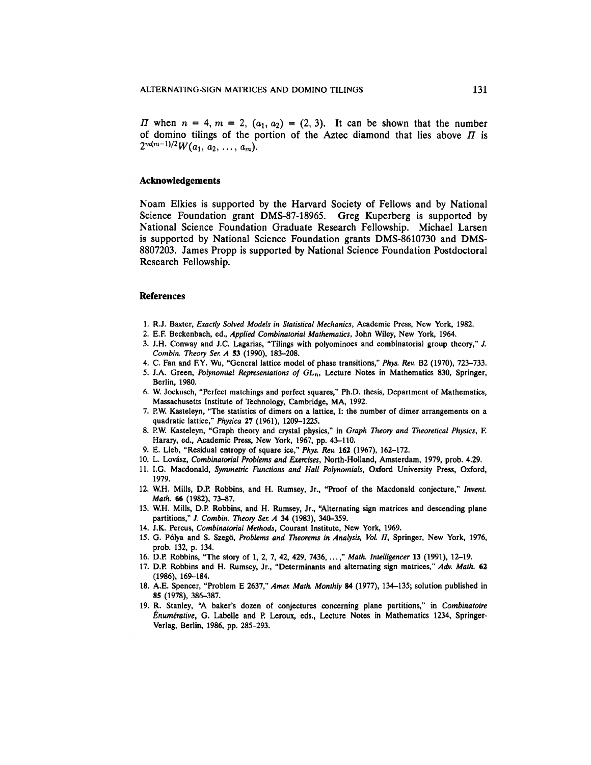$\Pi$ when $n = 4$, $m = 2$, $(a_1, a_2) = (2, 3)$. It can be shown that the number of domino tilings of the portion of the Aztec diamond that lies above $\Pi$ is $2^{m(m-1)/2}W(a_1, a_2, \ldots, a_m)$.

### Acknowledgements

Noam Elkies is supported by the Harvard Society of Fellows and by National Science Foundation grant DMS-87-18965. Greg Kuperberg is supported by National Science Foundation Graduate Research Fellowship. Michael Larsen is supported by National Science Foundation grants DMS-8610730 and DMS-8807203. James Propp is supported by National Science Foundation Postdoctoral Research Fellowship.

### References

1. R.J. Baxter, *Exactly Solved Models in Statistical Mechanics*, Academic Press, New York, 1982.
2. E.F. Beckenbach, ed., *Applied Combinatorial Mathematics*, John Wiley, New York, 1964.
3. J.H. Conway and J.C. Lagarias, "Tilings with polyominoes and combinatorial group theory," *J. Combin. Theory Ser. A* **53** (1990), 183–208.
4. C. Fan and F.Y. Wu, "General lattice model of phase transitions," *Phys. Rev.* B2 (1970), 723–733.
5. J.A. Green, *Polynomial Representations of $GL_n$*, Lecture Notes in Mathematics 830, Springer, Berlin, 1980.
6. W. Jockusch, "Perfect matchings and perfect squares," Ph.D. thesis, Department of Mathematics, Massachusetts Institute of Technology, Cambridge, MA, 1992.
7. P.W. Kasteleyn, "The statistics of dimers on a lattice, I: the number of dimer arrangements on a quadratic lattice," *Physica* **27** (1961), 1209–1225.
8. P.W. Kasteleyn, "Graph theory and crystal physics," in *Graph Theory and Theoretical Physics*, F. Harary, ed., Academic Press, New York, 1967, pp. 43–110.
9. E. Lieb, "Residual entropy of square ice," *Phys. Rev.* **162** (1967), 162–172.
10. L. Lovász, *Combinatorial Problems and Exercises*, North-Holland, Amsterdam, 1979, prob. 4.29.
11. I.G. Macdonald, *Symmetric Functions and Hall Polynomials*, Oxford University Press, Oxford, 1979.
12. W.H. Mills, D.P. Robbins, and H. Rumsey, Jr., "Proof of the Macdonald conjecture," *Invent. Math.* **66** (1982), 73–87.
13. W.H. Mills, D.P. Robbins, and H. Rumsey, Jr., "Alternating sign matrices and descending plane partitions," *J. Combin. Theory Ser. A* **34** (1983), 340–359.
14. J.K. Percus, *Combinatorial Methods*, Courant Institute, New York, 1969.
15. G. Pólya and S. Szegö, *Problems and Theorems in Analysis, Vol. II*, Springer, New York, 1976, prob. 132, p. 134.
16. D.P. Robbins, "The story of 1, 2, 7, 42, 429, 7436, ...," *Math. Intelligencer* **13** (1991), 12–19.
17. D.P. Robbins and H. Rumsey, Jr., "Determinants and alternating sign matrices," *Adv. Math.* **62** (1986), 169–184.
18. A.E. Spencer, "Problem E 2637," *Amer. Math. Monthly* **84** (1977), 134–135; solution published in **85** (1978), 386–387.
19. R. Stanley, "A baker's dozen of conjectures concerning plane partitions," in *Combinatoire Énumérative*, G. Labelle and P. Leroux, eds., Lecture Notes in Mathematics 1234, Springer-Verlag, Berlin, 1986, pp. 285–293.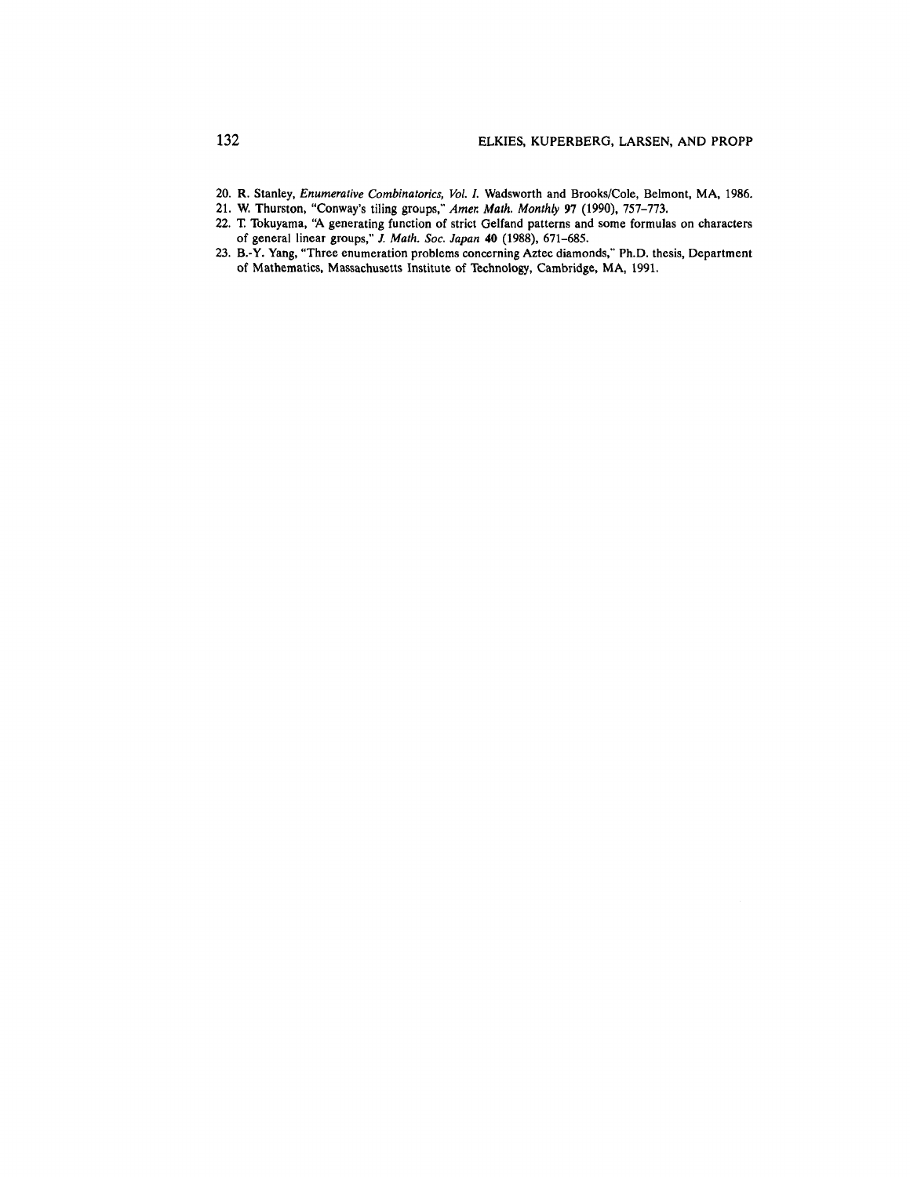20. R. Stanley, *Enumerative Combinatorics, Vol. I.* Wadsworth and Brooks/Cole, Belmont, MA, 1986.
21. W. Thurston, "Conway's tiling groups," *Amer. Math. Monthly* **97** (1990), 757–773.
22. T. Tokuyama, "A generating function of strict Gelfand patterns and some formulas on characters of general linear groups," *J. Math. Soc. Japan* **40** (1988), 671–685.
23. B.-Y. Yang, "Three enumeration problems concerning Aztec diamonds," Ph.D. thesis, Department of Mathematics, Massachusetts Institute of Technology, Cambridge, MA, 1991.